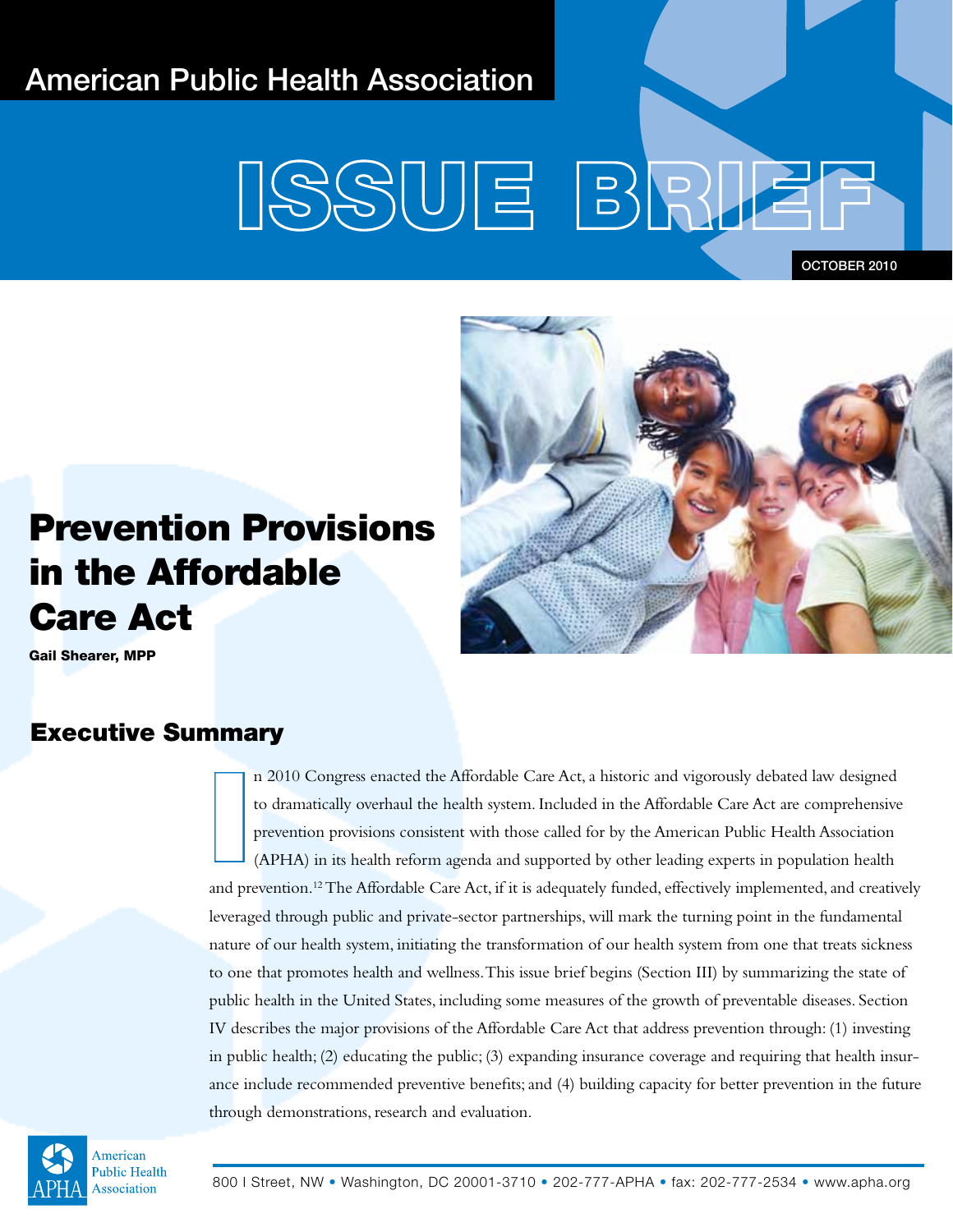American Public Health Association

# ISSUE BRIEF

OCTOBER 2010

# Prevention Provisions in the Affordable Care Act

**Gail Shearer, MPP**

## Executive Summary

In 2010 Congress enacted the Affordable Care Act, a historic and vigorously debated law designed to dramatically overhaul the health system. Included in the Affordable Care Act are comprehensive prevention provisions consistent with those called for by the American Public Health Association (APHA) in its health reform agenda and supported by other leading experts in population health and prevention.[1,2] The Affordable Care Act, if it is adequately funded, effectively implemented, and creatively leveraged through public and private-sector partnerships, will mark the turning point in the fundamental nature of our health system, initiating the transformation of our health system from one that treats sickness to one that promotes health and wellness. This issue brief begins (Section III) by summarizing the state of public health in the United States, including some measures of the growth of preventable diseases. Section IV describes the major provisions of the Affordable Care Act that address prevention through: (1) investing in public health; (2) educating the public; (3) expanding insurance coverage and requiring that health insurance include recommended preventive benefits; and (4) building capacity for better prevention in the future through demonstrations, research and evaluation.

American Public Health Association

800 I Street, NW • Washington, DC 20001-3710 • 202-777-APHA • fax: 202-777-2534 • www.apha.org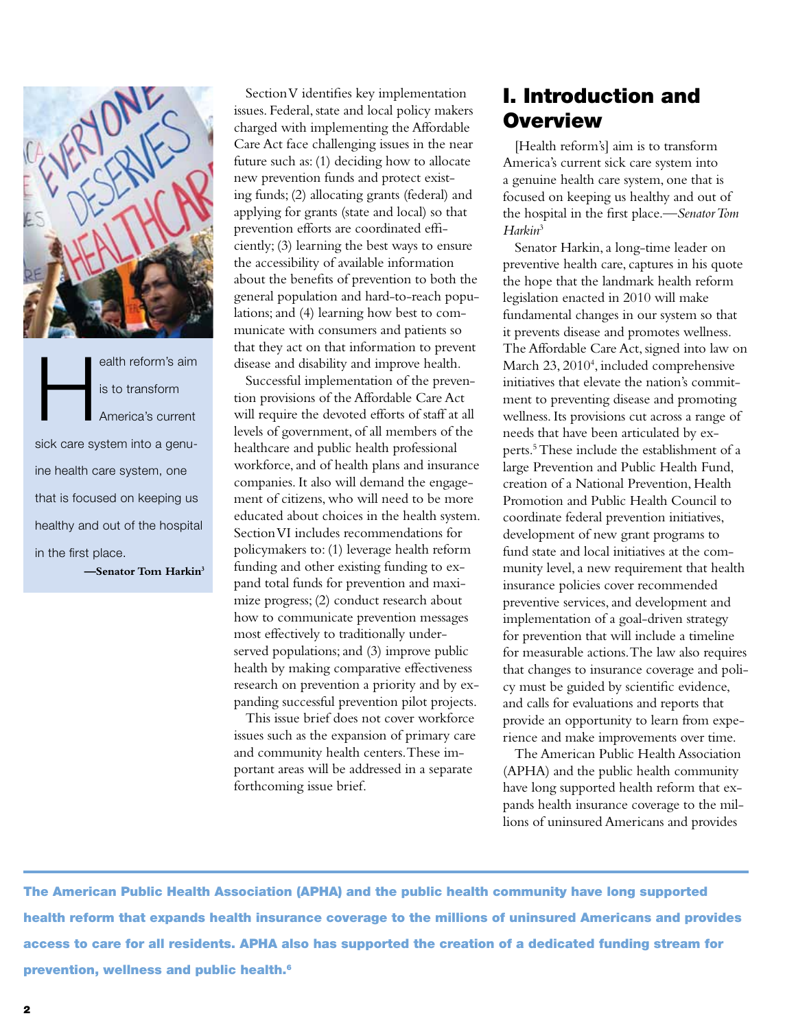> Health reform's aim is to transform America's current sick care system into a genuine health care system, one that is focused on keeping us healthy and out of the hospital in the first place.
> **—Senator Tom Harkin**[3]

Section V identifies key implementation issues. Federal, state and local policy makers charged with implementing the Affordable Care Act face challenging issues in the near future such as: (1) deciding how to allocate new prevention funds and protect existing funds; (2) allocating grants (federal) and applying for grants (state and local) so that prevention efforts are coordinated efficiently; (3) learning the best ways to ensure the accessibility of available information about the benefits of prevention to both the general population and hard-to-reach populations; and (4) learning how best to communicate with consumers and patients so that they act on that information to prevent disease and disability and improve health.

Successful implementation of the prevention provisions of the Affordable Care Act will require the devoted efforts of staff at all levels of government, of all members of the healthcare and public health professional workforce, and of health plans and insurance companies. It also will demand the engagement of citizens, who will need to be more educated about choices in the health system. Section VI includes recommendations for policymakers to: (1) leverage health reform funding and other existing funding to expand total funds for prevention and maximize progress; (2) conduct research about how to communicate prevention messages most effectively to traditionally underserved populations; and (3) improve public health by making comparative effectiveness research on prevention a priority and by expanding successful prevention pilot projects.

This issue brief does not cover workforce issues such as the expansion of primary care and community health centers. These important areas will be addressed in a separate forthcoming issue brief.

# I. Introduction and Overview

[Health reform's] aim is to transform America's current sick care system into a genuine health care system, one that is focused on keeping us healthy and out of the hospital in the first place.—*Senator Tom Harkin*[3]

Senator Harkin, a long-time leader on preventive health care, captures in his quote the hope that the landmark health reform legislation enacted in 2010 will make fundamental changes in our system so that it prevents disease and promotes wellness. The Affordable Care Act, signed into law on March 23, 2010[4], included comprehensive initiatives that elevate the nation's commitment to preventing disease and promoting wellness. Its provisions cut across a range of needs that have been articulated by experts.[5] These include the establishment of a large Prevention and Public Health Fund, creation of a National Prevention, Health Promotion and Public Health Council to coordinate federal prevention initiatives, development of new grant programs to fund state and local initiatives at the community level, a new requirement that health insurance policies cover recommended preventive services, and development and implementation of a goal-driven strategy for prevention that will include a timeline for measurable actions. The law also requires that changes to insurance coverage and policy must be guided by scientific evidence, and calls for evaluations and reports that provide an opportunity to learn from experience and make improvements over time.

The American Public Health Association (APHA) and the public health community have long supported health reform that expands health insurance coverage to the millions of uninsured Americans and provides

**The American Public Health Association (APHA) and the public health community have long supported health reform that expands health insurance coverage to the millions of uninsured Americans and provides access to care for all residents. APHA also has supported the creation of a dedicated funding stream for prevention, wellness and public health.[6]**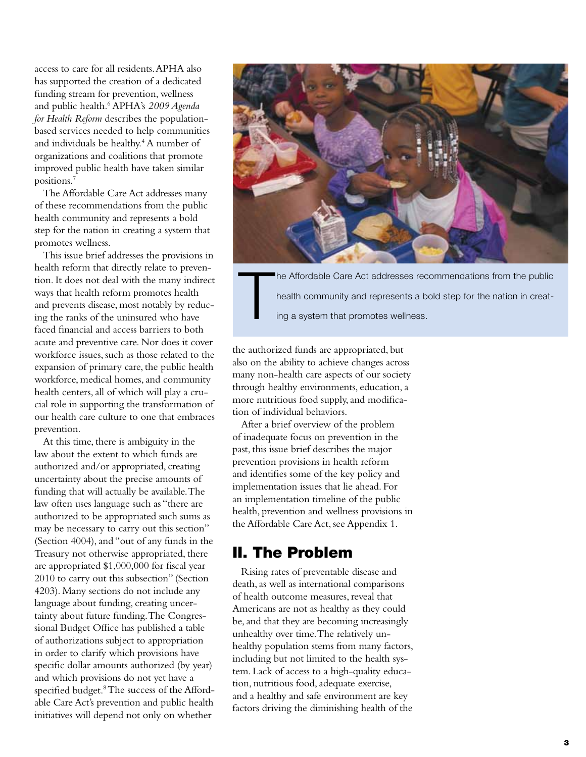access to care for all residents. APHA also has supported the creation of a dedicated funding stream for prevention, wellness and public health.[6] APHA's *2009 Agenda for Health Reform* describes the population-based services needed to help communities and individuals be healthy.[4] A number of organizations and coalitions that promote improved public health have taken similar positions.[7]

The Affordable Care Act addresses many of these recommendations from the public health community and represents a bold step for the nation in creating a system that promotes wellness.

This issue brief addresses the provisions in health reform that directly relate to prevention. It does not deal with the many indirect ways that health reform promotes health and prevents disease, most notably by reducing the ranks of the uninsured who have faced financial and access barriers to both acute and preventive care. Nor does it cover workforce issues, such as those related to the expansion of primary care, the public health workforce, medical homes, and community health centers, all of which will play a crucial role in supporting the transformation of our health care culture to one that embraces prevention.

At this time, there is ambiguity in the law about the extent to which funds are authorized and/or appropriated, creating uncertainty about the precise amounts of funding that will actually be available. The law often uses language such as "there are authorized to be appropriated such sums as may be necessary to carry out this section" (Section 4004), and "out of any funds in the Treasury not otherwise appropriated, there are appropriated $1,000,000 for fiscal year 2010 to carry out this subsection" (Section 4203). Many sections do not include any language about funding, creating uncertainty about future funding. The Congressional Budget Office has published a table of authorizations subject to appropriation in order to clarify which provisions have specific dollar amounts authorized (by year) and which provisions do not yet have a specified budget.[8] The success of the Affordable Care Act's prevention and public health initiatives will depend not only on whether the authorized funds are appropriated, but also on the ability to achieve changes across many non-health care aspects of our society through healthy environments, education, a more nutritious food supply, and modification of individual behaviors.

> The Affordable Care Act addresses recommendations from the public health community and represents a bold step for the nation in creating a system that promotes wellness.

After a brief overview of the problem of inadequate focus on prevention in the past, this issue brief describes the major prevention provisions in health reform and identifies some of the key policy and implementation issues that lie ahead. For an implementation timeline of the public health, prevention and wellness provisions in the Affordable Care Act, see Appendix 1.

## II. The Problem

Rising rates of preventable disease and death, as well as international comparisons of health outcome measures, reveal that Americans are not as healthy as they could be, and that they are becoming increasingly unhealthy over time. The relatively unhealthy population stems from many factors, including but not limited to the health system. Lack of access to a high-quality education, nutritious food, adequate exercise, and a healthy and safe environment are key factors driving the diminishing health of the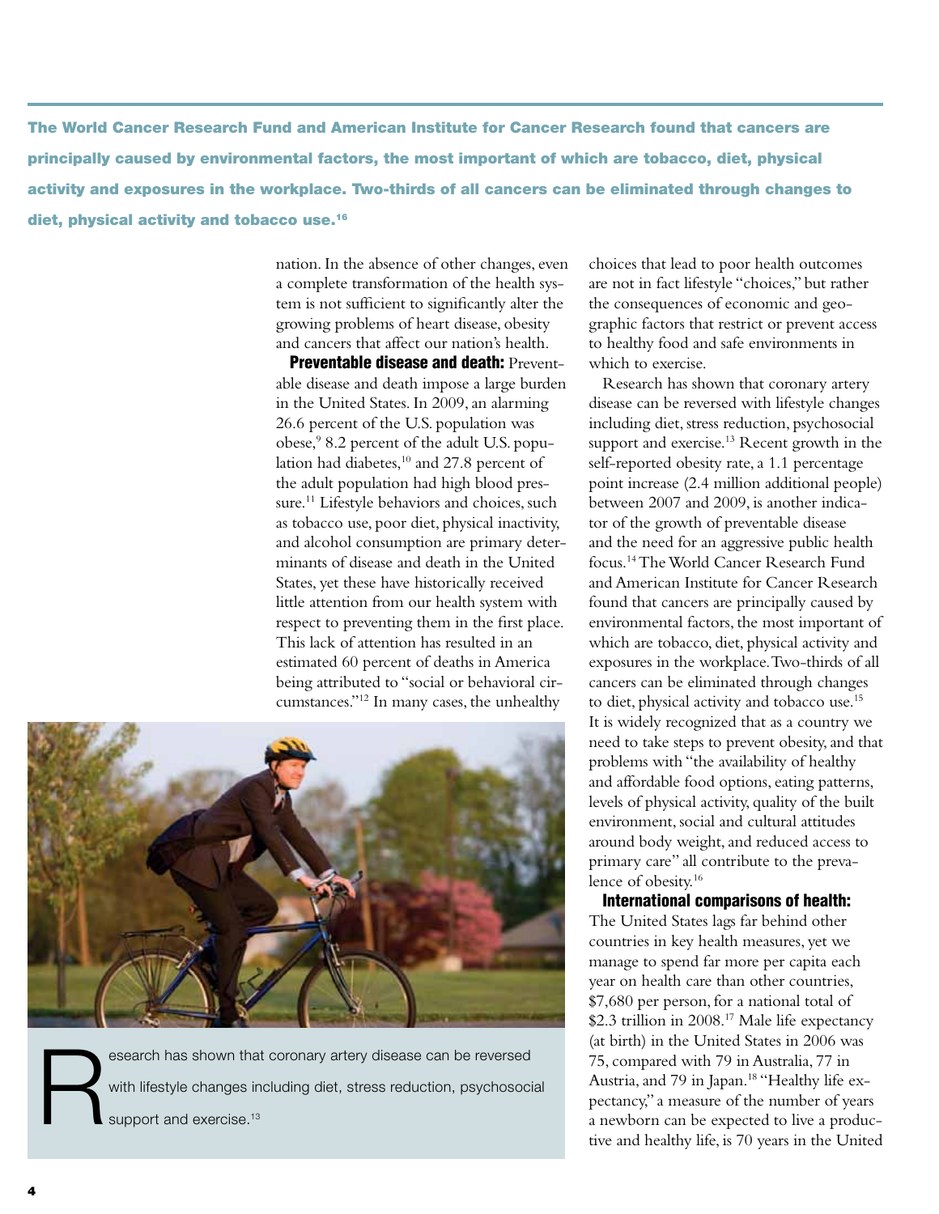**The World Cancer Research Fund and American Institute for Cancer Research found that cancers are principally caused by environmental factors, the most important of which are tobacco, diet, physical activity and exposures in the workplace. Two-thirds of all cancers can be eliminated through changes to diet, physical activity and tobacco use.[16]**

nation. In the absence of other changes, even a complete transformation of the health system is not sufficient to significantly alter the growing problems of heart disease, obesity and cancers that affect our nation's health.

**Preventable disease and death:** Preventable disease and death impose a large burden in the United States. In 2009, an alarming 26.6 percent of the U.S. population was obese,[9] 8.2 percent of the adult U.S. population had diabetes,[10] and 27.8 percent of the adult population had high blood pressure.[11] Lifestyle behaviors and choices, such as tobacco use, poor diet, physical inactivity, and alcohol consumption are primary determinants of disease and death in the United States, yet these have historically received little attention from our health system with respect to preventing them in the first place. This lack of attention has resulted in an estimated 60 percent of deaths in America being attributed to "social or behavioral circumstances."[12] In many cases, the unhealthy choices that lead to poor health outcomes are not in fact lifestyle "choices," but rather the consequences of economic and geographic factors that restrict or prevent access to healthy food and safe environments in which to exercise.

Research has shown that coronary artery disease can be reversed with lifestyle changes including diet, stress reduction, psychosocial support and exercise.[13] Recent growth in the self-reported obesity rate, a 1.1 percentage point increase (2.4 million additional people) between 2007 and 2009, is another indicator of the growth of preventable disease and the need for an aggressive public health focus.[14] The World Cancer Research Fund and American Institute for Cancer Research found that cancers are principally caused by environmental factors, the most important of which are tobacco, diet, physical activity and exposures in the workplace. Two-thirds of all cancers can be eliminated through changes to diet, physical activity and tobacco use.[15] It is widely recognized that as a country we need to take steps to prevent obesity, and that problems with "the availability of healthy and affordable food options, eating patterns, levels of physical activity, quality of the built environment, social and cultural attitudes around body weight, and reduced access to primary care" all contribute to the prevalence of obesity.[16]

**International comparisons of health:** The United States lags far behind other countries in key health measures, yet we manage to spend far more per capita each year on health care than other countries, $7,680 per person, for a national total of $2.3 trillion in 2008.[17] Male life expectancy (at birth) in the United States in 2006 was 75, compared with 79 in Australia, 77 in Austria, and 79 in Japan.[18] "Healthy life expectancy," a measure of the number of years a newborn can be expected to live a productive and healthy life, is 70 years in the United

Research has shown that coronary artery disease can be reversed with lifestyle changes including diet, stress reduction, psychosocial support and exercise.[13]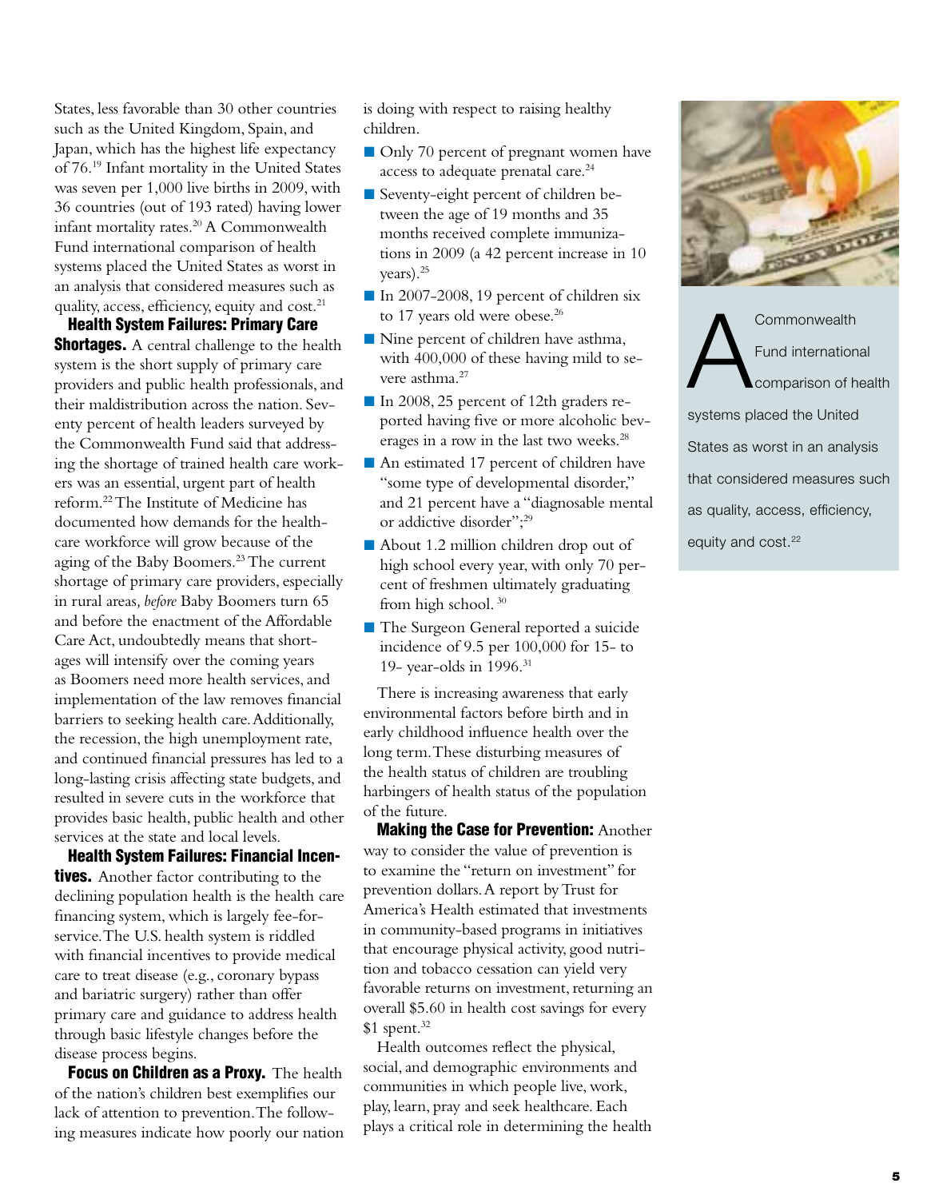States, less favorable than 30 other countries such as the United Kingdom, Spain, and Japan, which has the highest life expectancy of 76.[19] Infant mortality in the United States was seven per 1,000 live births in 2009, with 36 countries (out of 193 rated) having lower infant mortality rates.[20] A Commonwealth Fund international comparison of health systems placed the United States as worst in an analysis that considered measures such as quality, access, efficiency, equity and cost.[21]

**Health System Failures: Primary Care Shortages.** A central challenge to the health system is the short supply of primary care providers and public health professionals, and their maldistribution across the nation. Seventy percent of health leaders surveyed by the Commonwealth Fund said that addressing the shortage of trained health care workers was an essential, urgent part of health reform.[22] The Institute of Medicine has documented how demands for the healthcare workforce will grow because of the aging of the Baby Boomers.[23] The current shortage of primary care providers, especially in rural areas, *before* Baby Boomers turn 65 and before the enactment of the Affordable Care Act, undoubtedly means that shortages will intensify over the coming years as Boomers need more health services, and implementation of the law removes financial barriers to seeking health care. Additionally, the recession, the high unemployment rate, and continued financial pressures has led to a long-lasting crisis affecting state budgets, and resulted in severe cuts in the workforce that provides basic health, public health and other services at the state and local levels.

**Health System Failures: Financial Incentives.** Another factor contributing to the declining population health is the health care financing system, which is largely fee-for-service. The U.S. health system is riddled with financial incentives to provide medical care to treat disease (e.g., coronary bypass and bariatric surgery) rather than offer primary care and guidance to address health through basic lifestyle changes before the disease process begins.

**Focus on Children as a Proxy.** The health of the nation's children best exemplifies our lack of attention to prevention. The following measures indicate how poorly our nation is doing with respect to raising healthy children.

- Only 70 percent of pregnant women have access to adequate prenatal care.[24]
- Seventy-eight percent of children between the age of 19 months and 35 months received complete immunizations in 2009 (a 42 percent increase in 10 years).[25]
- In 2007-2008, 19 percent of children six to 17 years old were obese.[26]
- Nine percent of children have asthma, with 400,000 of these having mild to severe asthma.[27]
- In 2008, 25 percent of 12th graders reported having five or more alcoholic beverages in a row in the last two weeks.[28]
- An estimated 17 percent of children have "some type of developmental disorder," and 21 percent have a "diagnosable mental or addictive disorder";[29]
- About 1.2 million children drop out of high school every year, with only 70 percent of freshmen ultimately graduating from high school.[30]
- The Surgeon General reported a suicide incidence of 9.5 per 100,000 for 15- to 19- year-olds in 1996.[31]

There is increasing awareness that early environmental factors before birth and in early childhood influence health over the long term. These disturbing measures of the health status of children are troubling harbingers of health status of the population of the future.

**Making the Case for Prevention:** Another way to consider the value of prevention is to examine the "return on investment" for prevention dollars. A report by Trust for America's Health estimated that investments in community-based programs in initiatives that encourage physical activity, good nutrition and tobacco cessation can yield very favorable returns on investment, returning an overall $5.60 in health cost savings for every $1 spent.[32]

Health outcomes reflect the physical, social, and demographic environments and communities in which people live, work, play, learn, pray and seek healthcare. Each plays a critical role in determining the health

> A Commonwealth Fund international comparison of health systems placed the United States as worst in an analysis that considered measures such as quality, access, efficiency, equity and cost.[22]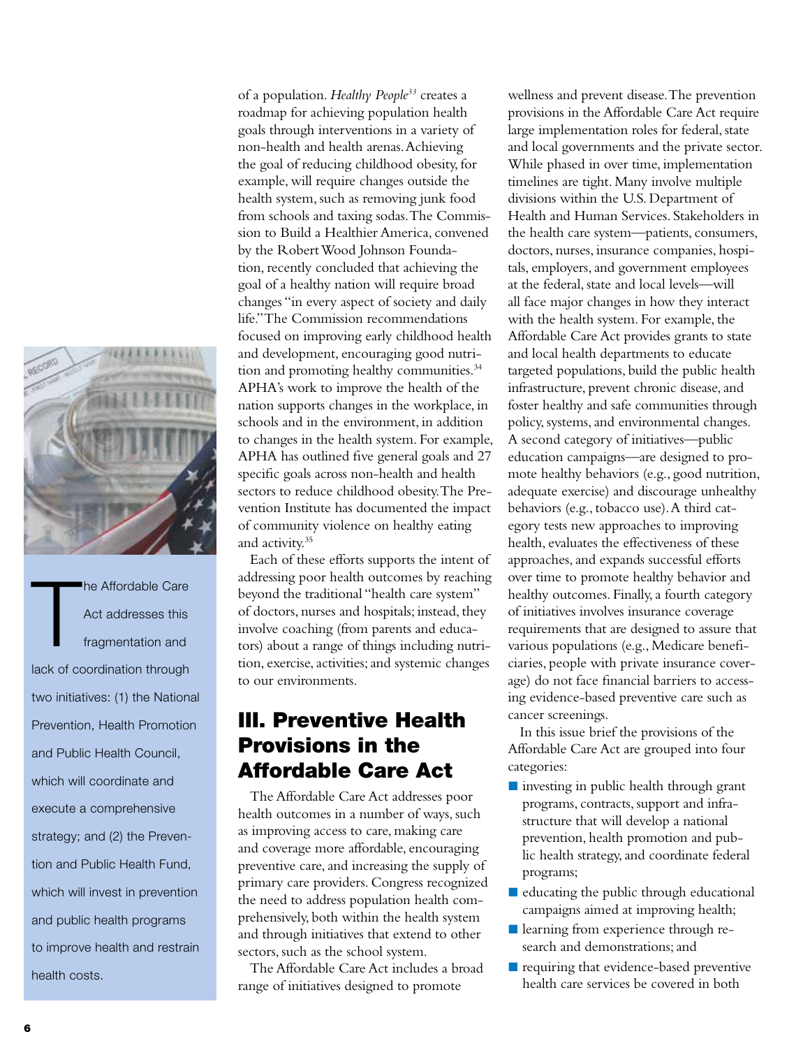of a population. *Healthy People*[33] creates a roadmap for achieving population health goals through interventions in a variety of non-health and health arenas. Achieving the goal of reducing childhood obesity, for example, will require changes outside the health system, such as removing junk food from schools and taxing sodas. The Commission to Build a Healthier America, convened by the Robert Wood Johnson Foundation, recently concluded that achieving the goal of a healthy nation will require broad changes "in every aspect of society and daily life." The Commission recommendations focused on improving early childhood health and development, encouraging good nutrition and promoting healthy communities.[34] APHA's work to improve the health of the nation supports changes in the workplace, in schools and in the environment, in addition to changes in the health system. For example, APHA has outlined five general goals and 27 specific goals across non-health and health sectors to reduce childhood obesity. The Prevention Institute has documented the impact of community violence on healthy eating and activity.[35]

Each of these efforts supports the intent of addressing poor health outcomes by reaching beyond the traditional "health care system" of doctors, nurses and hospitals; instead, they involve coaching (from parents and educators) about a range of things including nutrition, exercise, activities; and systemic changes to our environments.

## III. Preventive Health Provisions in the Affordable Care Act

The Affordable Care Act addresses poor health outcomes in a number of ways, such as improving access to care, making care and coverage more affordable, encouraging preventive care, and increasing the supply of primary care providers. Congress recognized the need to address population health comprehensively, both within the health system and through initiatives that extend to other sectors, such as the school system.

The Affordable Care Act includes a broad range of initiatives designed to promote wellness and prevent disease. The prevention provisions in the Affordable Care Act require large implementation roles for federal, state and local governments and the private sector. While phased in over time, implementation timelines are tight. Many involve multiple divisions within the U.S. Department of Health and Human Services. Stakeholders in the health care system—patients, consumers, doctors, nurses, insurance companies, hospitals, employers, and government employees at the federal, state and local levels—will all face major changes in how they interact with the health system. For example, the Affordable Care Act provides grants to state and local health departments to educate targeted populations, build the public health infrastructure, prevent chronic disease, and foster healthy and safe communities through policy, systems, and environmental changes. A second category of initiatives—public education campaigns—are designed to promote healthy behaviors (e.g., good nutrition, adequate exercise) and discourage unhealthy behaviors (e.g., tobacco use). A third category tests new approaches to improving health, evaluates the effectiveness of these approaches, and expands successful efforts over time to promote healthy behavior and healthy outcomes. Finally, a fourth category of initiatives involves insurance coverage requirements that are designed to assure that various populations (e.g., Medicare beneficiaries, people with private insurance coverage) do not face financial barriers to accessing evidence-based preventive care such as cancer screenings.

In this issue brief the provisions of the Affordable Care Act are grouped into four categories:

- investing in public health through grant programs, contracts, support and infrastructure that will develop a national prevention, health promotion and public health strategy, and coordinate federal programs;
- educating the public through educational campaigns aimed at improving health;
- learning from experience through research and demonstrations; and
- requiring that evidence-based preventive health care services be covered in both

The Affordable Care Act addresses this fragmentation and lack of coordination through two initiatives: (1) the National Prevention, Health Promotion and Public Health Council, which will coordinate and execute a comprehensive strategy; and (2) the Prevention and Public Health Fund, which will invest in prevention and public health programs to improve health and restrain health costs.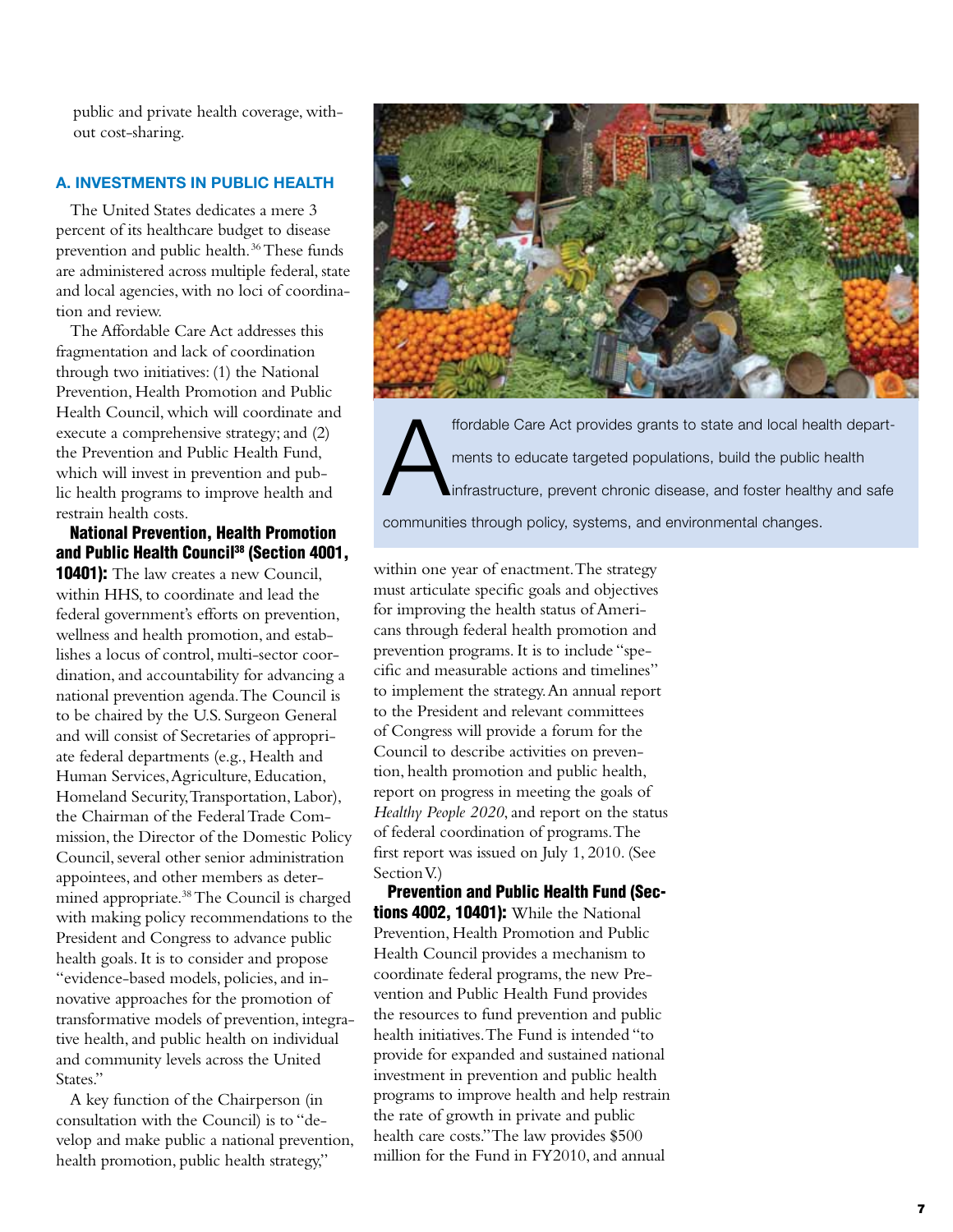public and private health coverage, without cost-sharing.

### A. INVESTMENTS IN PUBLIC HEALTH

The United States dedicates a mere 3 percent of its healthcare budget to disease prevention and public health.[36] These funds are administered across multiple federal, state and local agencies, with no loci of coordination and review.

The Affordable Care Act addresses this fragmentation and lack of coordination through two initiatives: (1) the National Prevention, Health Promotion and Public Health Council, which will coordinate and execute a comprehensive strategy; and (2) the Prevention and Public Health Fund, which will invest in prevention and public health programs to improve health and restrain health costs.

**National Prevention, Health Promotion and Public Health Council[38] (Section 4001, 10401):** The law creates a new Council, within HHS, to coordinate and lead the federal government's efforts on prevention, wellness and health promotion, and establishes a locus of control, multi-sector coordination, and accountability for advancing a national prevention agenda. The Council is to be chaired by the U.S. Surgeon General and will consist of Secretaries of appropriate federal departments (e.g., Health and Human Services, Agriculture, Education, Homeland Security, Transportation, Labor), the Chairman of the Federal Trade Commission, the Director of the Domestic Policy Council, several other senior administration appointees, and other members as determined appropriate.[38] The Council is charged with making policy recommendations to the President and Congress to advance public health goals. It is to consider and propose "evidence-based models, policies, and innovative approaches for the promotion of transformative models of prevention, integrative health, and public health on individual and community levels across the United States."

A key function of the Chairperson (in consultation with the Council) is to "develop and make public a national prevention, health promotion, public health strategy," within one year of enactment. The strategy must articulate specific goals and objectives for improving the health status of Americans through federal health promotion and prevention programs. It is to include "specific and measurable actions and timelines" to implement the strategy. An annual report to the President and relevant committees of Congress will provide a forum for the Council to describe activities on prevention, health promotion and public health, report on progress in meeting the goals of *Healthy People 2020*, and report on the status of federal coordination of programs. The first report was issued on July 1, 2010. (See Section V.)

Affordable Care Act provides grants to state and local health departments to educate targeted populations, build the public health infrastructure, prevent chronic disease, and foster healthy and safe communities through policy, systems, and environmental changes.

**Prevention and Public Health Fund (Sections 4002, 10401):** While the National Prevention, Health Promotion and Public Health Council provides a mechanism to coordinate federal programs, the new Prevention and Public Health Fund provides the resources to fund prevention and public health initiatives. The Fund is intended "to provide for expanded and sustained national investment in prevention and public health programs to improve health and help restrain the rate of growth in private and public health care costs." The law provides $500 million for the Fund in FY2010, and annual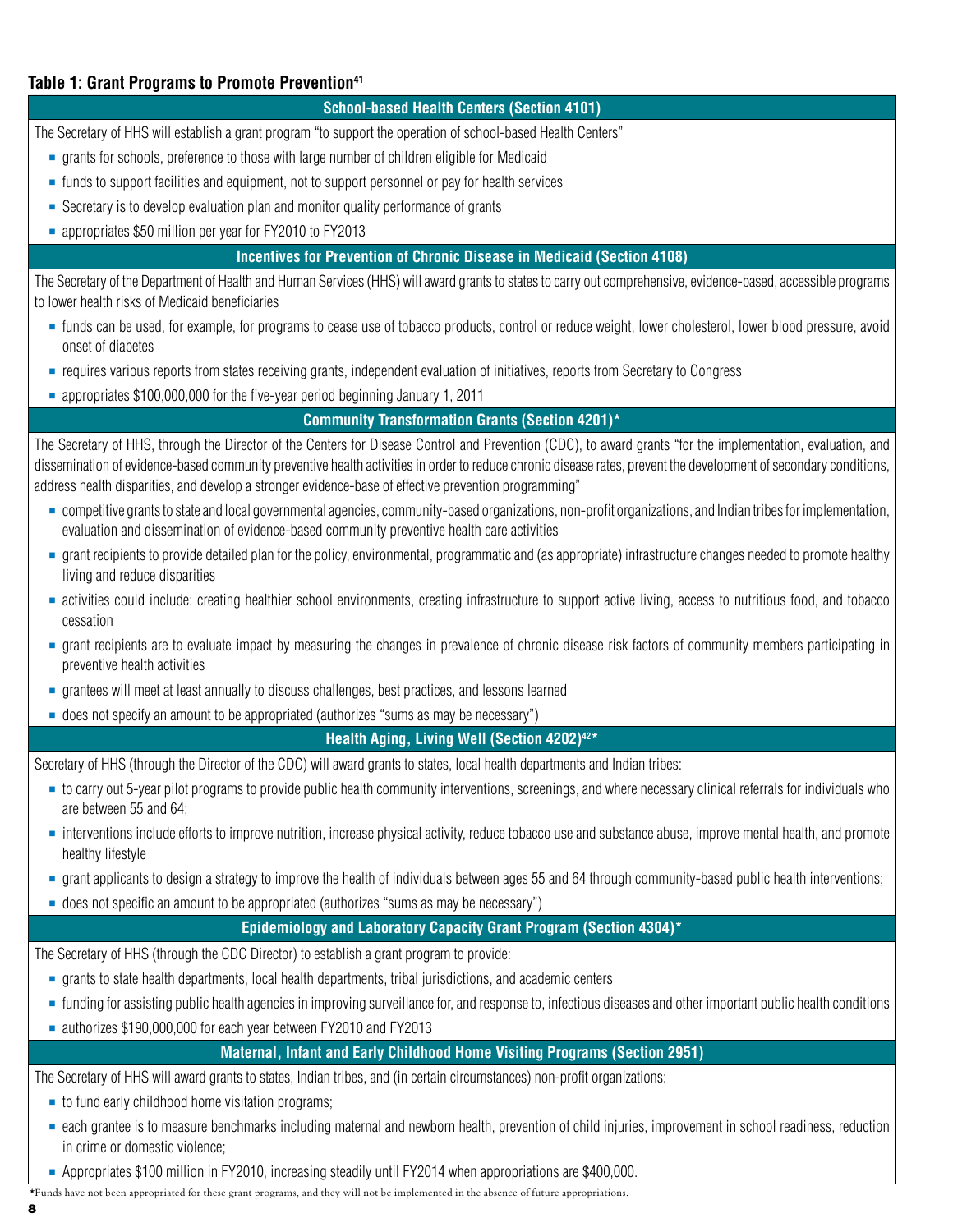**Table 1: Grant Programs to Promote Prevention[41]**

**School-based Health Centers (Section 4101)**

The Secretary of HHS will establish a grant program "to support the operation of school-based Health Centers"

- grants for schools, preference to those with large number of children eligible for Medicaid
- funds to support facilities and equipment, not to support personnel or pay for health services
- Secretary is to develop evaluation plan and monitor quality performance of grants
- appropriates $50 million per year for FY2010 to FY2013

**Incentives for Prevention of Chronic Disease in Medicaid (Section 4108)**

The Secretary of the Department of Health and Human Services (HHS) will award grants to states to carry out comprehensive, evidence-based, accessible programs to lower health risks of Medicaid beneficiaries

- funds can be used, for example, for programs to cease use of tobacco products, control or reduce weight, lower cholesterol, lower blood pressure, avoid onset of diabetes
- requires various reports from states receiving grants, independent evaluation of initiatives, reports from Secretary to Congress
- appropriates $100,000,000 for the five-year period beginning January 1, 2011

**Community Transformation Grants (Section 4201)***

The Secretary of HHS, through the Director of the Centers for Disease Control and Prevention (CDC), to award grants "for the implementation, evaluation, and dissemination of evidence-based community preventive health activities in order to reduce chronic disease rates, prevent the development of secondary conditions, address health disparities, and develop a stronger evidence-base of effective prevention programming"

- competitive grants to state and local governmental agencies, community-based organizations, non-profit organizations, and Indian tribes for implementation, evaluation and dissemination of evidence-based community preventive health care activities
- grant recipients to provide detailed plan for the policy, environmental, programmatic and (as appropriate) infrastructure changes needed to promote healthy living and reduce disparities
- activities could include: creating healthier school environments, creating infrastructure to support active living, access to nutritious food, and tobacco cessation
- grant recipients are to evaluate impact by measuring the changes in prevalence of chronic disease risk factors of community members participating in preventive health activities
- grantees will meet at least annually to discuss challenges, best practices, and lessons learned
- does not specify an amount to be appropriated (authorizes "sums as may be necessary")

**Health Aging, Living Well (Section 4202)[42]***

Secretary of HHS (through the Director of the CDC) will award grants to states, local health departments and Indian tribes:

- to carry out 5-year pilot programs to provide public health community interventions, screenings, and where necessary clinical referrals for individuals who are between 55 and 64;
- interventions include efforts to improve nutrition, increase physical activity, reduce tobacco use and substance abuse, improve mental health, and promote healthy lifestyle
- grant applicants to design a strategy to improve the health of individuals between ages 55 and 64 through community-based public health interventions;
- does not specific an amount to be appropriated (authorizes "sums as may be necessary")

**Epidemiology and Laboratory Capacity Grant Program (Section 4304)***

The Secretary of HHS (through the CDC Director) to establish a grant program to provide:

- grants to state health departments, local health departments, tribal jurisdictions, and academic centers
- funding for assisting public health agencies in improving surveillance for, and response to, infectious diseases and other important public health conditions
- authorizes $190,000,000 for each year between FY2010 and FY2013

**Maternal, Infant and Early Childhood Home Visiting Programs (Section 2951)**

The Secretary of HHS will award grants to states, Indian tribes, and (in certain circumstances) non-profit organizations:

- to fund early childhood home visitation programs;
- each grantee is to measure benchmarks including maternal and newborn health, prevention of child injuries, improvement in school readiness, reduction in crime or domestic violence;
- Appropriates $100 million in FY2010, increasing steadily until FY2014 when appropriations are $400,000.

*Funds have not been appropriated for these grant programs, and they will not be implemented in the absence of future appropriations.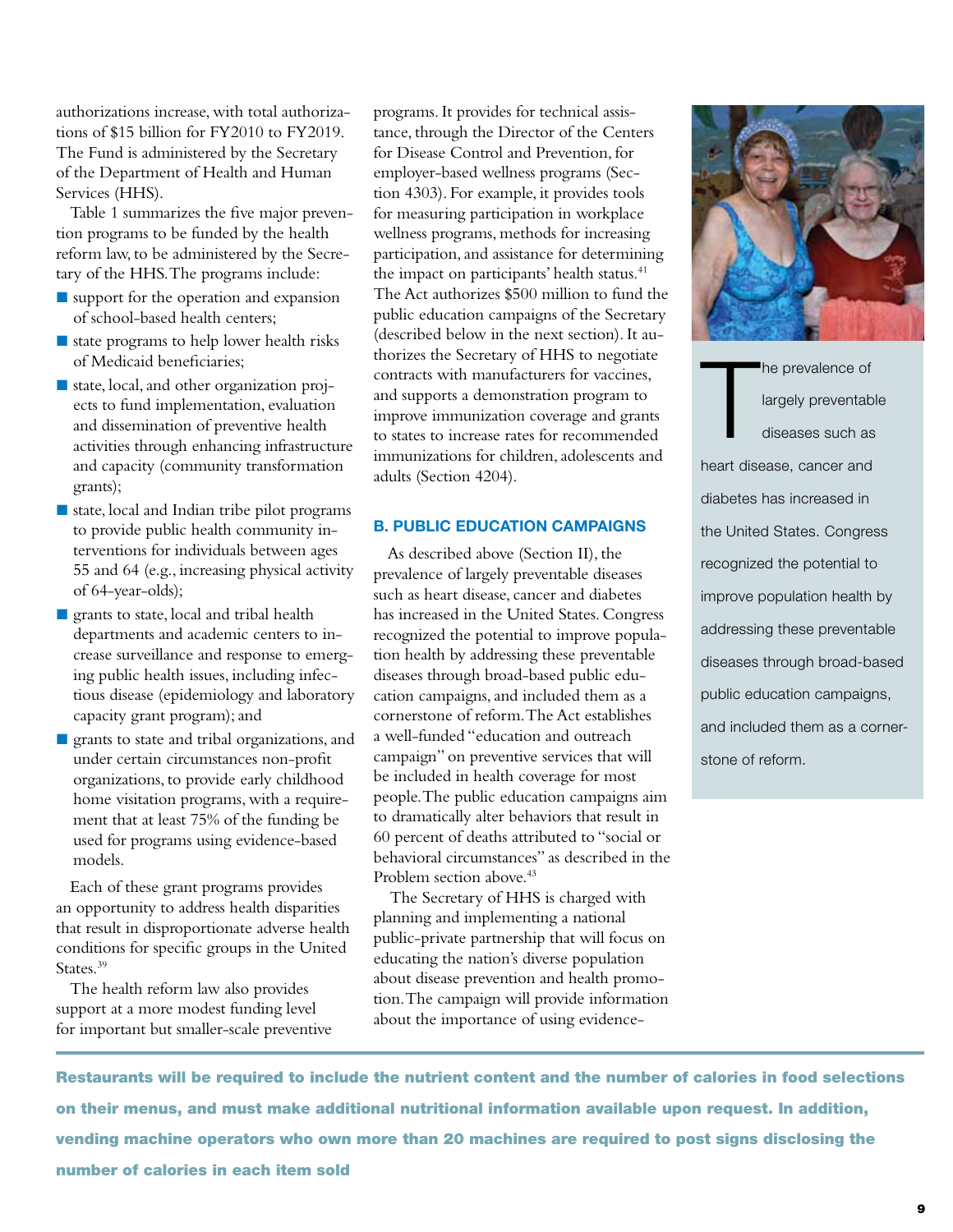authorizations increase, with total authorizations of $15 billion for FY2010 to FY2019. The Fund is administered by the Secretary of the Department of Health and Human Services (HHS).

Table 1 summarizes the five major prevention programs to be funded by the health reform law, to be administered by the Secretary of the HHS. The programs include:

- support for the operation and expansion of school-based health centers;
- state programs to help lower health risks of Medicaid beneficiaries;
- state, local, and other organization projects to fund implementation, evaluation and dissemination of preventive health activities through enhancing infrastructure and capacity (community transformation grants);
- state, local and Indian tribe pilot programs to provide public health community interventions for individuals between ages 55 and 64 (e.g., increasing physical activity of 64-year-olds);
- grants to state, local and tribal health departments and academic centers to increase surveillance and response to emerging public health issues, including infectious disease (epidemiology and laboratory capacity grant program); and
- grants to state and tribal organizations, and under certain circumstances non-profit organizations, to provide early childhood home visitation programs, with a requirement that at least 75% of the funding be used for programs using evidence-based models.

Each of these grant programs provides an opportunity to address health disparities that result in disproportionate adverse health conditions for specific groups in the United States.[39]

The health reform law also provides support at a more modest funding level for important but smaller-scale preventive programs. It provides for technical assistance, through the Director of the Centers for Disease Control and Prevention, for employer-based wellness programs (Section 4303). For example, it provides tools for measuring participation in workplace wellness programs, methods for increasing participation, and assistance for determining the impact on participants' health status.[41] The Act authorizes $500 million to fund the public education campaigns of the Secretary (described below in the next section). It authorizes the Secretary of HHS to negotiate contracts with manufacturers for vaccines, and supports a demonstration program to improve immunization coverage and grants to states to increase rates for recommended immunizations for children, adolescents and adults (Section 4204).

## B. PUBLIC EDUCATION CAMPAIGNS

As described above (Section II), the prevalence of largely preventable diseases such as heart disease, cancer and diabetes has increased in the United States. Congress recognized the potential to improve population health by addressing these preventable diseases through broad-based public education campaigns, and included them as a cornerstone of reform. The Act establishes a well-funded "education and outreach campaign" on preventive services that will be included in health coverage for most people. The public education campaigns aim to dramatically alter behaviors that result in 60 percent of deaths attributed to "social or behavioral circumstances" as described in the Problem section above.[43]

The Secretary of HHS is charged with planning and implementing a national public-private partnership that will focus on educating the nation's diverse population about disease prevention and health promotion. The campaign will provide information about the importance of using evidence-

The prevalence of largely preventable diseases such as heart disease, cancer and diabetes has increased in the United States. Congress recognized the potential to improve population health by addressing these preventable diseases through broad-based public education campaigns, and included them as a cornerstone of reform.

**Restaurants will be required to include the nutrient content and the number of calories in food selections on their menus, and must make additional nutritional information available upon request. In addition, vending machine operators who own more than 20 machines are required to post signs disclosing the number of calories in each item sold**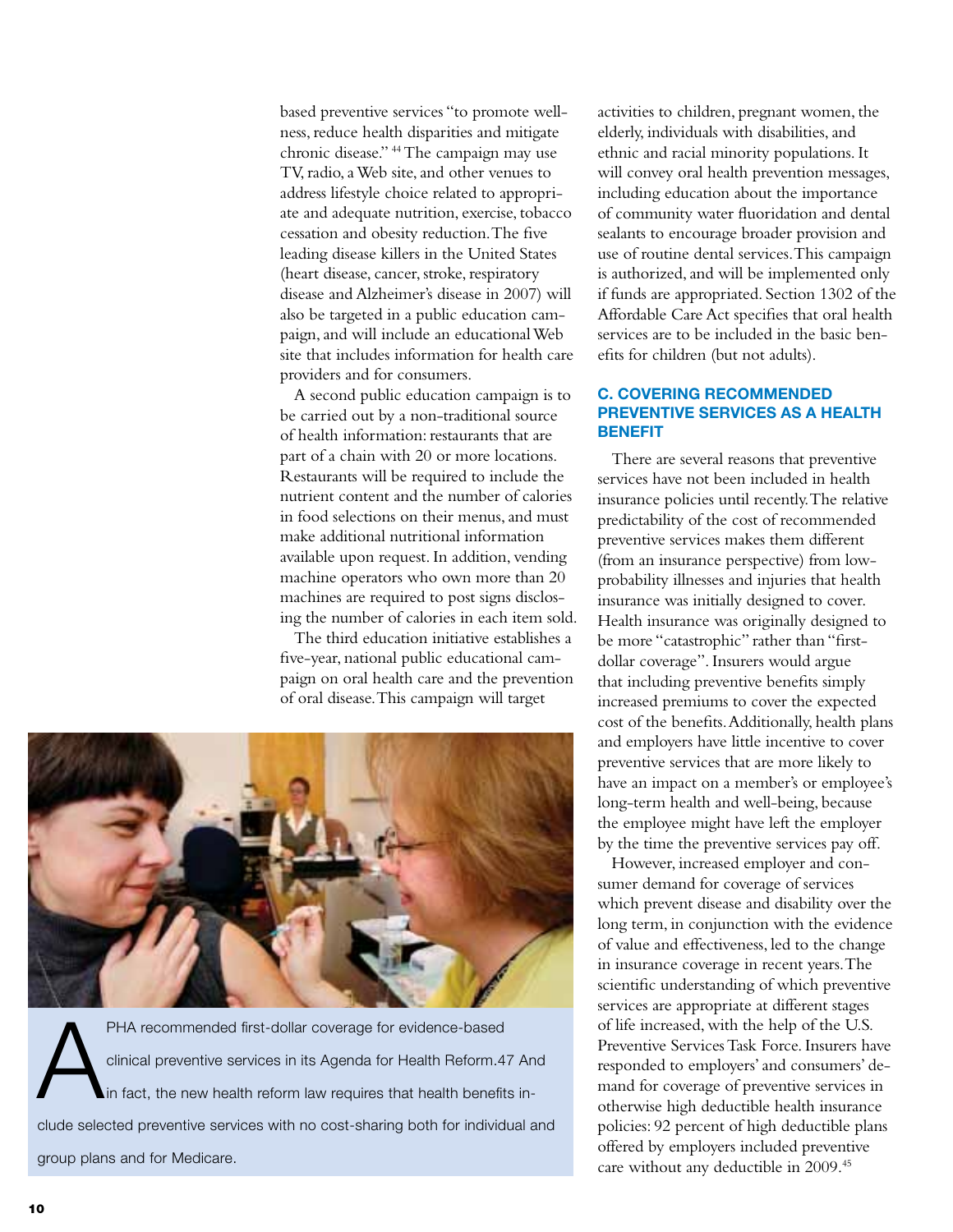based preventive services "to promote wellness, reduce health disparities and mitigate chronic disease." [44] The campaign may use TV, radio, a Web site, and other venues to address lifestyle choice related to appropriate and adequate nutrition, exercise, tobacco cessation and obesity reduction. The five leading disease killers in the United States (heart disease, cancer, stroke, respiratory disease and Alzheimer's disease in 2007) will also be targeted in a public education campaign, and will include an educational Web site that includes information for health care providers and for consumers.

A second public education campaign is to be carried out by a non-traditional source of health information: restaurants that are part of a chain with 20 or more locations. Restaurants will be required to include the nutrient content and the number of calories in food selections on their menus, and must make additional nutritional information available upon request. In addition, vending machine operators who own more than 20 machines are required to post signs disclosing the number of calories in each item sold.

The third education initiative establishes a five-year, national public educational campaign on oral health care and the prevention of oral disease. This campaign will target activities to children, pregnant women, the elderly, individuals with disabilities, and ethnic and racial minority populations. It will convey oral health prevention messages, including education about the importance of community water fluoridation and dental sealants to encourage broader provision and use of routine dental services. This campaign is authorized, and will be implemented only if funds are appropriated. Section 1302 of the Affordable Care Act specifies that oral health services are to be included in the basic benefits for children (but not adults).

APHA recommended first-dollar coverage for evidence-based clinical preventive services in its Agenda for Health Reform.47 And in fact, the new health reform law requires that health benefits include selected preventive services with no cost-sharing both for individual and group plans and for Medicare.

### C. COVERING RECOMMENDED PREVENTIVE SERVICES AS A HEALTH BENEFIT

There are several reasons that preventive services have not been included in health insurance policies until recently. The relative predictability of the cost of recommended preventive services makes them different (from an insurance perspective) from low-probability illnesses and injuries that health insurance was initially designed to cover. Health insurance was originally designed to be more "catastrophic" rather than "first-dollar coverage". Insurers would argue that including preventive benefits simply increased premiums to cover the expected cost of the benefits. Additionally, health plans and employers have little incentive to cover preventive services that are more likely to have an impact on a member's or employee's long-term health and well-being, because the employee might have left the employer by the time the preventive services pay off.

However, increased employer and consumer demand for coverage of services which prevent disease and disability over the long term, in conjunction with the evidence of value and effectiveness, led to the change in insurance coverage in recent years. The scientific understanding of which preventive services are appropriate at different stages of life increased, with the help of the U.S. Preventive Services Task Force. Insurers have responded to employers' and consumers' demand for coverage of preventive services in otherwise high deductible health insurance policies: 92 percent of high deductible plans offered by employers included preventive care without any deductible in 2009.[45]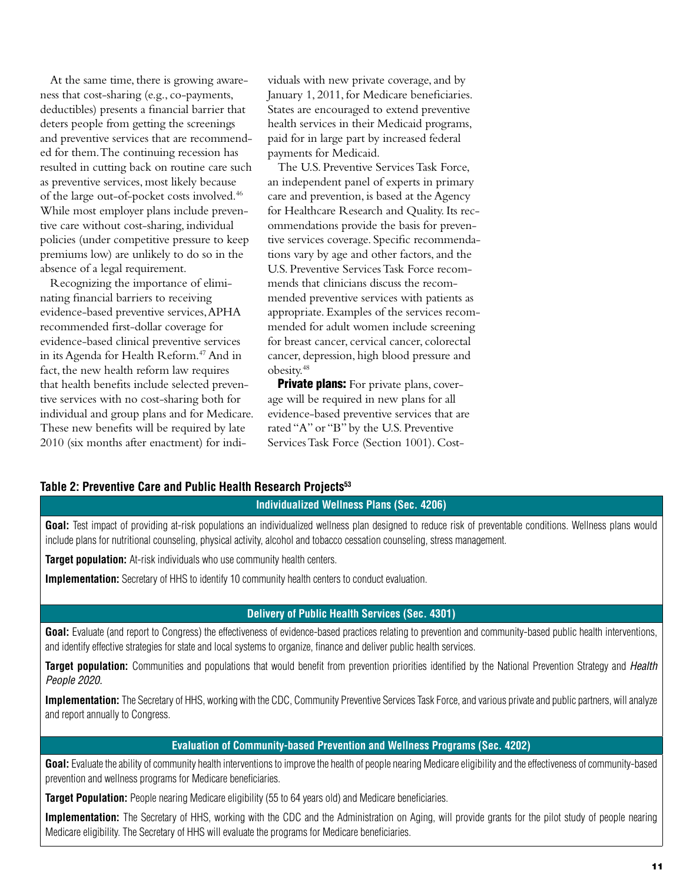At the same time, there is growing awareness that cost-sharing (e.g., co-payments, deductibles) presents a financial barrier that deters people from getting the screenings and preventive services that are recommended for them. The continuing recession has resulted in cutting back on routine care such as preventive services, most likely because of the large out-of-pocket costs involved.[46] While most employer plans include preventive care without cost-sharing, individual policies (under competitive pressure to keep premiums low) are unlikely to do so in the absence of a legal requirement.

Recognizing the importance of eliminating financial barriers to receiving evidence-based preventive services, APHA recommended first-dollar coverage for evidence-based clinical preventive services in its Agenda for Health Reform.[47] And in fact, the new health reform law requires that health benefits include selected preventive services with no cost-sharing both for individual and group plans and for Medicare. These new benefits will be required by late 2010 (six months after enactment) for individuals with new private coverage, and by January 1, 2011, for Medicare beneficiaries. States are encouraged to extend preventive health services in their Medicaid programs, paid for in large part by increased federal payments for Medicaid.

The U.S. Preventive Services Task Force, an independent panel of experts in primary care and prevention, is based at the Agency for Healthcare Research and Quality. Its recommendations provide the basis for preventive services coverage. Specific recommendations vary by age and other factors, and the U.S. Preventive Services Task Force recommends that clinicians discuss the recommended preventive services with patients as appropriate. Examples of the services recommended for adult women include screening for breast cancer, cervical cancer, colorectal cancer, depression, high blood pressure and obesity.[48]

**Private plans:** For private plans, coverage will be required in new plans for all evidence-based preventive services that are rated "A" or "B" by the U.S. Preventive Services Task Force (Section 1001). Cost-

**Table 2: Preventive Care and Public Health Research Projects[53]**

| Individualized Wellness Plans (Sec. 4206) |
|---|
| **Goal:** Test impact of providing at-risk populations an individualized wellness plan designed to reduce risk of preventable conditions. Wellness plans would include plans for nutritional counseling, physical activity, alcohol and tobacco cessation counseling, stress management. |
| **Target population:** At-risk individuals who use community health centers. |
| **Implementation:** Secretary of HHS to identify 10 community health centers to conduct evaluation. |
| **Delivery of Public Health Services (Sec. 4301)** |
| **Goal:** Evaluate (and report to Congress) the effectiveness of evidence-based practices relating to prevention and community-based public health interventions, and identify effective strategies for state and local systems to organize, finance and deliver public health services. |
| **Target population:** Communities and populations that would benefit from prevention priorities identified by the National Prevention Strategy and *Health People 2020*. |
| **Implementation:** The Secretary of HHS, working with the CDC, Community Preventive Services Task Force, and various private and public partners, will analyze and report annually to Congress. |
| **Evaluation of Community-based Prevention and Wellness Programs (Sec. 4202)** |
| **Goal:** Evaluate the ability of community health interventions to improve the health of people nearing Medicare eligibility and the effectiveness of community-based prevention and wellness programs for Medicare beneficiaries. |
| **Target Population:** People nearing Medicare eligibility (55 to 64 years old) and Medicare beneficiaries. |
| **Implementation:** The Secretary of HHS, working with the CDC and the Administration on Aging, will provide grants for the pilot study of people nearing Medicare eligibility. The Secretary of HHS will evaluate the programs for Medicare beneficiaries. |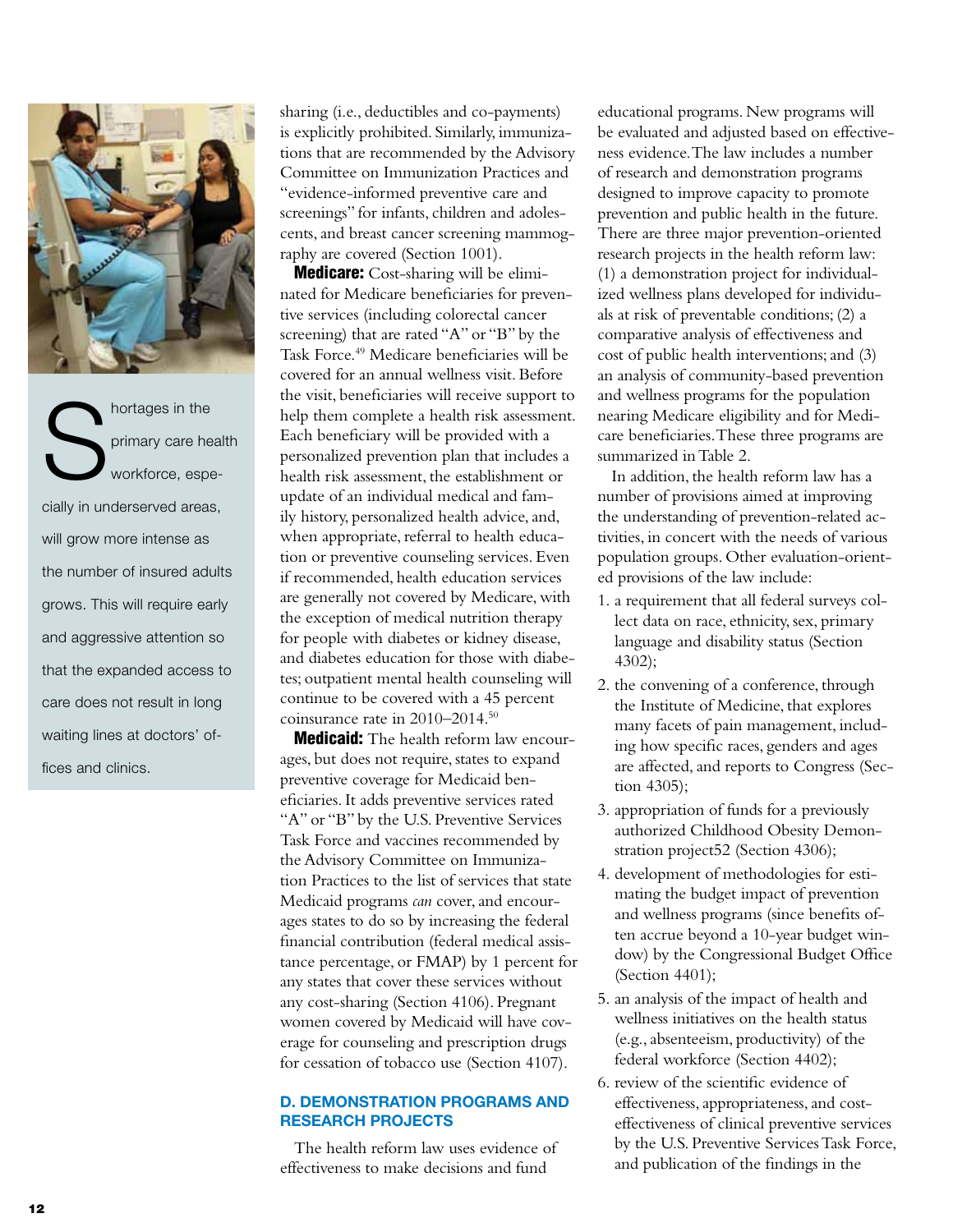> Shortages in the primary care health workforce, especially in underserved areas, will grow more intense as the number of insured adults grows. This will require early and aggressive attention so that the expanded access to care does not result in long waiting lines at doctors' offices and clinics.

sharing (i.e., deductibles and co-payments) is explicitly prohibited. Similarly, immunizations that are recommended by the Advisory Committee on Immunization Practices and "evidence-informed preventive care and screenings" for infants, children and adolescents, and breast cancer screening mammography are covered (Section 1001).

**Medicare:** Cost-sharing will be eliminated for Medicare beneficiaries for preventive services (including colorectal cancer screening) that are rated "A" or "B" by the Task Force.[49] Medicare beneficiaries will be covered for an annual wellness visit. Before the visit, beneficiaries will receive support to help them complete a health risk assessment. Each beneficiary will be provided with a personalized prevention plan that includes a health risk assessment, the establishment or update of an individual medical and family history, personalized health advice, and, when appropriate, referral to health education or preventive counseling services. Even if recommended, health education services are generally not covered by Medicare, with the exception of medical nutrition therapy for people with diabetes or kidney disease, and diabetes education for those with diabetes; outpatient mental health counseling will continue to be covered with a 45 percent coinsurance rate in 2010–2014.[50]

**Medicaid:** The health reform law encourages, but does not require, states to expand preventive coverage for Medicaid beneficiaries. It adds preventive services rated "A" or "B" by the U.S. Preventive Services Task Force and vaccines recommended by the Advisory Committee on Immunization Practices to the list of services that state Medicaid programs *can* cover, and encourages states to do so by increasing the federal financial contribution (federal medical assistance percentage, or FMAP) by 1 percent for any states that cover these services without any cost-sharing (Section 4106). Pregnant women covered by Medicaid will have coverage for counseling and prescription drugs for cessation of tobacco use (Section 4107).

## D. DEMONSTRATION PROGRAMS AND RESEARCH PROJECTS

The health reform law uses evidence of effectiveness to make decisions and fund educational programs. New programs will be evaluated and adjusted based on effectiveness evidence. The law includes a number of research and demonstration programs designed to improve capacity to promote prevention and public health in the future. There are three major prevention-oriented research projects in the health reform law: (1) a demonstration project for individualized wellness plans developed for individuals at risk of preventable conditions; (2) a comparative analysis of effectiveness and cost of public health interventions; and (3) an analysis of community-based prevention and wellness programs for the population nearing Medicare eligibility and for Medicare beneficiaries. These three programs are summarized in Table 2.

In addition, the health reform law has a number of provisions aimed at improving the understanding of prevention-related activities, in concert with the needs of various population groups. Other evaluation-oriented provisions of the law include:

1. a requirement that all federal surveys collect data on race, ethnicity, sex, primary language and disability status (Section 4302);
2. the convening of a conference, through the Institute of Medicine, that explores many facets of pain management, including how specific races, genders and ages are affected, and reports to Congress (Section 4305);
3. appropriation of funds for a previously authorized Childhood Obesity Demonstration project52 (Section 4306);
4. development of methodologies for estimating the budget impact of prevention and wellness programs (since benefits often accrue beyond a 10-year budget window) by the Congressional Budget Office (Section 4401);
5. an analysis of the impact of health and wellness initiatives on the health status (e.g., absenteeism, productivity) of the federal workforce (Section 4402);
6. review of the scientific evidence of effectiveness, appropriateness, and cost-effectiveness of clinical preventive services by the U.S. Preventive Services Task Force, and publication of the findings in the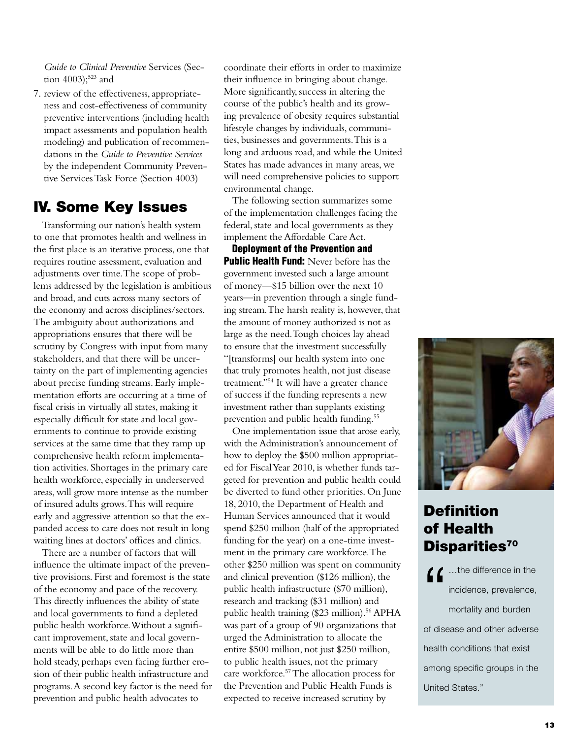*Guide to Clinical Preventive* Services (Section 4003);[523] and

7. review of the effectiveness, appropriateness and cost-effectiveness of community preventive interventions (including health impact assessments and population health modeling) and publication of recommendations in the *Guide to Preventive Services* by the independent Community Preventive Services Task Force (Section 4003)

## IV. Some Key Issues

Transforming our nation's health system to one that promotes health and wellness in the first place is an iterative process, one that requires routine assessment, evaluation and adjustments over time. The scope of problems addressed by the legislation is ambitious and broad, and cuts across many sectors of the economy and across disciplines/sectors. The ambiguity about authorizations and appropriations ensures that there will be scrutiny by Congress with input from many stakeholders, and that there will be uncertainty on the part of implementing agencies about precise funding streams. Early implementation efforts are occurring at a time of fiscal crisis in virtually all states, making it especially difficult for state and local governments to continue to provide existing services at the same time that they ramp up comprehensive health reform implementation activities. Shortages in the primary care health workforce, especially in underserved areas, will grow more intense as the number of insured adults grows. This will require early and aggressive attention so that the expanded access to care does not result in long waiting lines at doctors' offices and clinics.

There are a number of factors that will influence the ultimate impact of the preventive provisions. First and foremost is the state of the economy and pace of the recovery. This directly influences the ability of state and local governments to fund a depleted public health workforce. Without a significant improvement, state and local governments will be able to do little more than hold steady, perhaps even facing further erosion of their public health infrastructure and programs. A second key factor is the need for prevention and public health advocates to coordinate their efforts in order to maximize their influence in bringing about change. More significantly, success in altering the course of the public's health and its growing prevalence of obesity requires substantial lifestyle changes by individuals, communities, businesses and governments. This is a long and arduous road, and while the United States has made advances in many areas, we will need comprehensive policies to support environmental change.

The following section summarizes some of the implementation challenges facing the federal, state and local governments as they implement the Affordable Care Act.

**Deployment of the Prevention and Public Health Fund:** Never before has the government invested such a large amount of money—$15 billion over the next 10 years—in prevention through a single funding stream. The harsh reality is, however, that the amount of money authorized is not as large as the need. Tough choices lay ahead to ensure that the investment successfully "[transforms] our health system into one that truly promotes health, not just disease treatment."[54] It will have a greater chance of success if the funding represents a new investment rather than supplants existing prevention and public health funding.[55]

One implementation issue that arose early, with the Administration's announcement of how to deploy the $500 million appropriated for Fiscal Year 2010, is whether funds targeted for prevention and public health could be diverted to fund other priorities. On June 18, 2010, the Department of Health and Human Services announced that it would spend $250 million (half of the appropriated funding for the year) on a one-time investment in the primary care workforce. The other $250 million was spent on community and clinical prevention ($126 million), the public health infrastructure ($70 million), research and tracking ($31 million) and public health training ($23 million).[56] APHA was part of a group of 90 organizations that urged the Administration to allocate the entire $500 million, not just $250 million, to public health issues, not the primary care workforce.[57] The allocation process for the Prevention and Public Health Funds is expected to receive increased scrutiny by

### Definition of Health Disparities[70]

"...the difference in the incidence, prevalence, mortality and burden of disease and other adverse health conditions that exist among specific groups in the United States."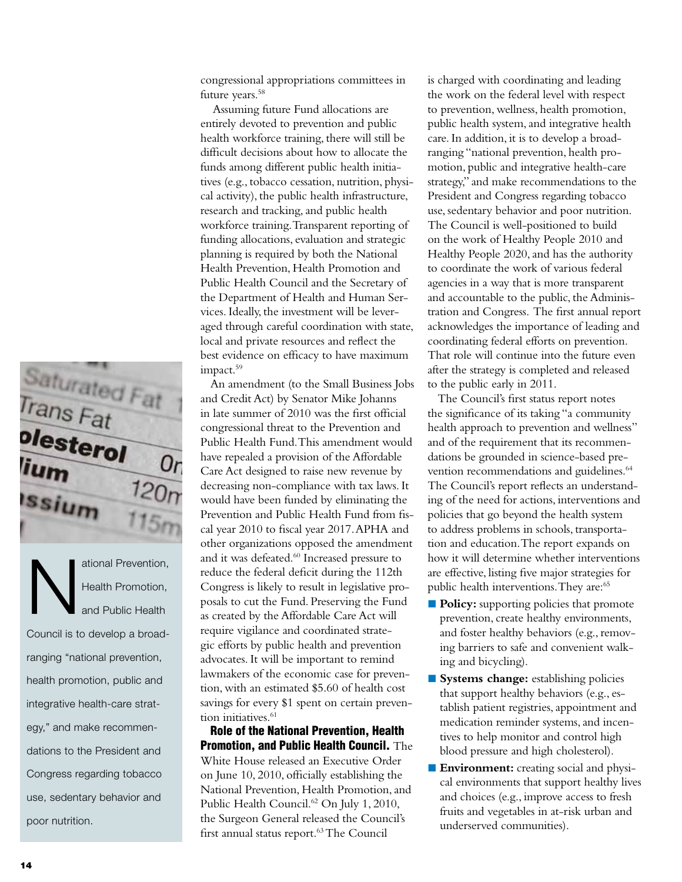congressional appropriations committees in future years.[58]

Assuming future Fund allocations are entirely devoted to prevention and public health workforce training, there will still be difficult decisions about how to allocate the funds among different public health initiatives (e.g., tobacco cessation, nutrition, physical activity), the public health infrastructure, research and tracking, and public health workforce training. Transparent reporting of funding allocations, evaluation and strategic planning is required by both the National Health Prevention, Health Promotion and Public Health Council and the Secretary of the Department of Health and Human Services. Ideally, the investment will be leveraged through careful coordination with state, local and private resources and reflect the best evidence on efficacy to have maximum impact.[59]

An amendment (to the Small Business Jobs and Credit Act) by Senator Mike Johanns in late summer of 2010 was the first official congressional threat to the Prevention and Public Health Fund. This amendment would have repealed a provision of the Affordable Care Act designed to raise new revenue by decreasing non-compliance with tax laws. It would have been funded by eliminating the Prevention and Public Health Fund from fiscal year 2010 to fiscal year 2017. APHA and other organizations opposed the amendment and it was defeated.[60] Increased pressure to reduce the federal deficit during the 112th Congress is likely to result in legislative proposals to cut the Fund. Preserving the Fund as created by the Affordable Care Act will require vigilance and coordinated strategic efforts by public health and prevention advocates. It will be important to remind lawmakers of the economic case for prevention, with an estimated $5.60 of health cost savings for every $1 spent on certain prevention initiatives.[61]

**Role of the National Prevention, Health Promotion, and Public Health Council.** The White House released an Executive Order on June 10, 2010, officially establishing the National Prevention, Health Promotion, and Public Health Council.[62] On July 1, 2010, the Surgeon General released the Council's first annual status report.[63] The Council is charged with coordinating and leading the work on the federal level with respect to prevention, wellness, health promotion, public health system, and integrative health care. In addition, it is to develop a broad-ranging "national prevention, health promotion, public and integrative health-care strategy," and make recommendations to the President and Congress regarding tobacco use, sedentary behavior and poor nutrition. The Council is well-positioned to build on the work of Healthy People 2010 and Healthy People 2020, and has the authority to coordinate the work of various federal agencies in a way that is more transparent and accountable to the public, the Administration and Congress. The first annual report acknowledges the importance of leading and coordinating federal efforts on prevention. That role will continue into the future even after the strategy is completed and released to the public early in 2011.

The Council's first status report notes the significance of its taking "a community health approach to prevention and wellness" and of the requirement that its recommendations be grounded in science-based prevention recommendations and guidelines.[64] The Council's report reflects an understanding of the need for actions, interventions and policies that go beyond the health system to address problems in schools, transportation and education. The report expands on how it will determine whether interventions are effective, listing five major strategies for public health interventions. They are:[65]

- **Policy:** supporting policies that promote prevention, create healthy environments, and foster healthy behaviors (e.g., removing barriers to safe and convenient walking and bicycling).
- **Systems change:** establishing policies that support healthy behaviors (e.g., establish patient registries, appointment and medication reminder systems, and incentives to help monitor and control high blood pressure and high cholesterol).
- **Environment:** creating social and physical environments that support healthy lives and choices (e.g., improve access to fresh fruits and vegetables in at-risk urban and underserved communities).

National Prevention, Health Promotion, and Public Health Council is to develop a broad-ranging "national prevention, health promotion, public and integrative health-care strategy," and make recommendations to the President and Congress regarding tobacco use, sedentary behavior and poor nutrition.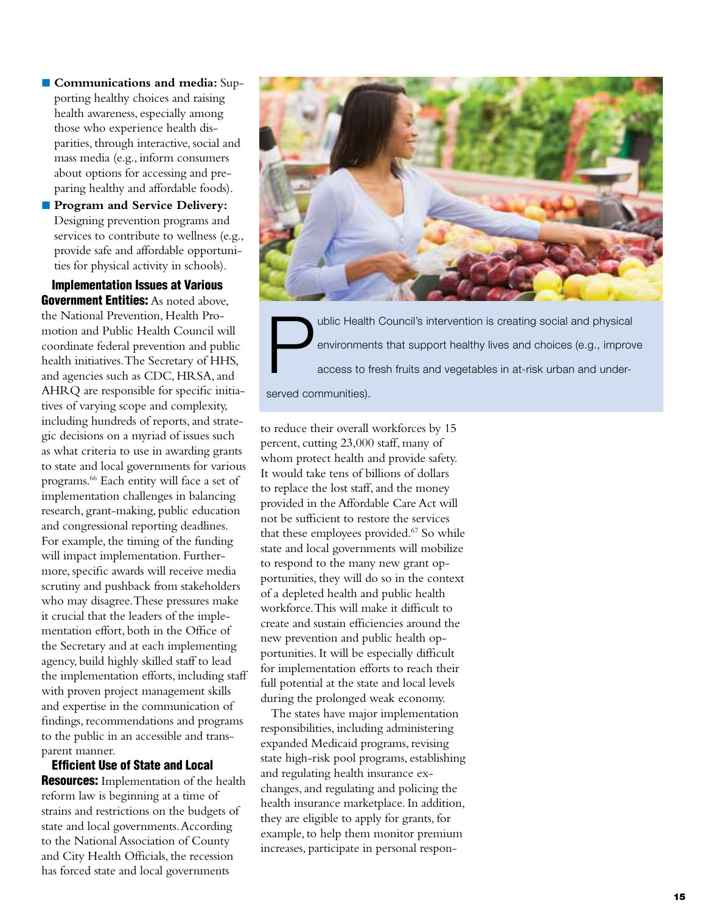- **Communications and media:** Supporting healthy choices and raising health awareness, especially among those who experience health disparities, through interactive, social and mass media (e.g., inform consumers about options for accessing and preparing healthy and affordable foods).
- **Program and Service Delivery:** Designing prevention programs and services to contribute to wellness (e.g., provide safe and affordable opportunities for physical activity in schools).

**Implementation Issues at Various Government Entities:** As noted above, the National Prevention, Health Promotion and Public Health Council will coordinate federal prevention and public health initiatives. The Secretary of HHS, and agencies such as CDC, HRSA, and AHRQ are responsible for specific initiatives of varying scope and complexity, including hundreds of reports, and strategic decisions on a myriad of issues such as what criteria to use in awarding grants to state and local governments for various programs.[66] Each entity will face a set of implementation challenges in balancing research, grant-making, public education and congressional reporting deadlines. For example, the timing of the funding will impact implementation. Furthermore, specific awards will receive media scrutiny and pushback from stakeholders who may disagree. These pressures make it crucial that the leaders of the implementation effort, both in the Office of the Secretary and at each implementing agency, build highly skilled staff to lead the implementation efforts, including staff with proven project management skills and expertise in the communication of findings, recommendations and programs to the public in an accessible and transparent manner.

**Efficient Use of State and Local Resources:** Implementation of the health reform law is beginning at a time of strains and restrictions on the budgets of state and local governments. According to the National Association of County and City Health Officials, the recession has forced state and local governments to reduce their overall workforces by 15 percent, cutting 23,000 staff, many of whom protect health and provide safety. It would take tens of billions of dollars to replace the lost staff, and the money provided in the Affordable Care Act will not be sufficient to restore the services that these employees provided.[67] So while state and local governments will mobilize to respond to the many new grant opportunities, they will do so in the context of a depleted health and public health workforce. This will make it difficult to create and sustain efficiencies around the new prevention and public health opportunities. It will be especially difficult for implementation efforts to reach their full potential at the state and local levels during the prolonged weak economy.

The states have major implementation responsibilities, including administering expanded Medicaid programs, revising state high-risk pool programs, establishing and regulating health insurance exchanges, and regulating and policing the health insurance marketplace. In addition, they are eligible to apply for grants, for example, to help them monitor premium increases, participate in personal respon-

Public Health Council's intervention is creating social and physical environments that support healthy lives and choices (e.g., improve access to fresh fruits and vegetables in at-risk urban and underserved communities).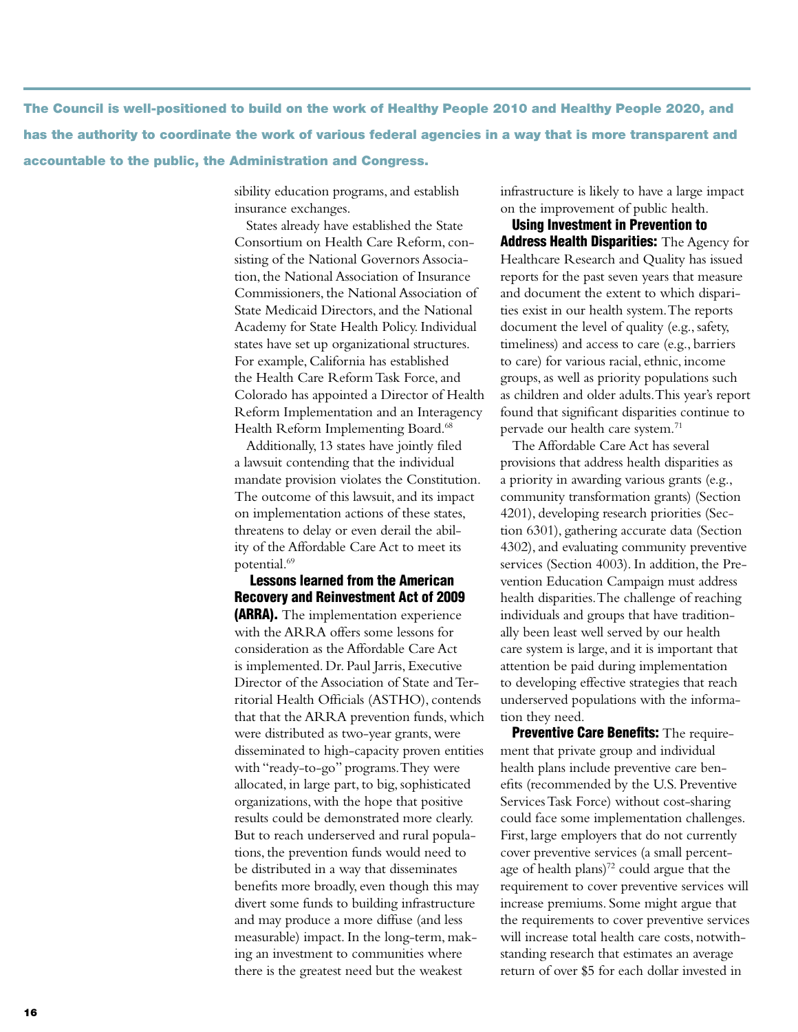**The Council is well-positioned to build on the work of Healthy People 2010 and Healthy People 2020, and has the authority to coordinate the work of various federal agencies in a way that is more transparent and accountable to the public, the Administration and Congress.**

sibility education programs, and establish insurance exchanges.

States already have established the State Consortium on Health Care Reform, consisting of the National Governors Association, the National Association of Insurance Commissioners, the National Association of State Medicaid Directors, and the National Academy for State Health Policy. Individual states have set up organizational structures. For example, California has established the Health Care Reform Task Force, and Colorado has appointed a Director of Health Reform Implementation and an Interagency Health Reform Implementing Board.[68]

Additionally, 13 states have jointly filed a lawsuit contending that the individual mandate provision violates the Constitution. The outcome of this lawsuit, and its impact on implementation actions of these states, threatens to delay or even derail the ability of the Affordable Care Act to meet its potential.[69]

**Lessons learned from the American Recovery and Reinvestment Act of 2009 (ARRA).** The implementation experience with the ARRA offers some lessons for consideration as the Affordable Care Act is implemented. Dr. Paul Jarris, Executive Director of the Association of State and Territorial Health Officials (ASTHO), contends that that the ARRA prevention funds, which were distributed as two-year grants, were disseminated to high-capacity proven entities with "ready-to-go" programs. They were allocated, in large part, to big, sophisticated organizations, with the hope that positive results could be demonstrated more clearly. But to reach underserved and rural populations, the prevention funds would need to be distributed in a way that disseminates benefits more broadly, even though this may divert some funds to building infrastructure and may produce a more diffuse (and less measurable) impact. In the long-term, making an investment to communities where there is the greatest need but the weakest infrastructure is likely to have a large impact on the improvement of public health.

**Using Investment in Prevention to Address Health Disparities:** The Agency for Healthcare Research and Quality has issued reports for the past seven years that measure and document the extent to which disparities exist in our health system. The reports document the level of quality (e.g., safety, timeliness) and access to care (e.g., barriers to care) for various racial, ethnic, income groups, as well as priority populations such as children and older adults. This year's report found that significant disparities continue to pervade our health care system.[71]

The Affordable Care Act has several provisions that address health disparities as a priority in awarding various grants (e.g., community transformation grants) (Section 4201), developing research priorities (Section 6301), gathering accurate data (Section 4302), and evaluating community preventive services (Section 4003). In addition, the Prevention Education Campaign must address health disparities. The challenge of reaching individuals and groups that have traditionally been least well served by our health care system is large, and it is important that attention be paid during implementation to developing effective strategies that reach underserved populations with the information they need.

**Preventive Care Benefits:** The requirement that private group and individual health plans include preventive care benefits (recommended by the U.S. Preventive Services Task Force) without cost-sharing could face some implementation challenges. First, large employers that do not currently cover preventive services (a small percentage of health plans)[72] could argue that the requirement to cover preventive services will increase premiums. Some might argue that the requirements to cover preventive services will increase total health care costs, notwithstanding research that estimates an average return of over $5 for each dollar invested in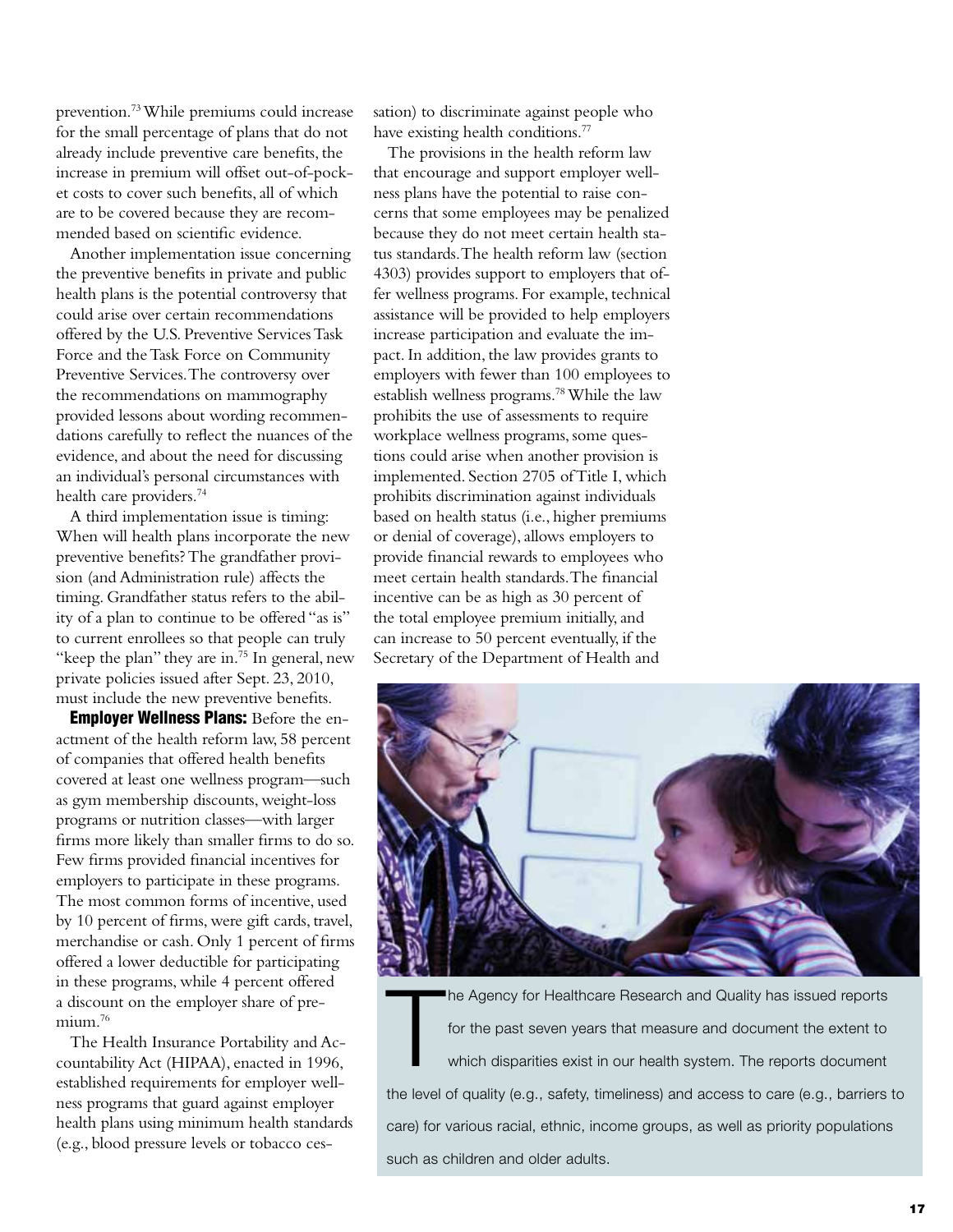prevention.[73] While premiums could increase for the small percentage of plans that do not already include preventive care benefits, the increase in premium will offset out-of-pocket costs to cover such benefits, all of which are to be covered because they are recommended based on scientific evidence.

Another implementation issue concerning the preventive benefits in private and public health plans is the potential controversy that could arise over certain recommendations offered by the U.S. Preventive Services Task Force and the Task Force on Community Preventive Services. The controversy over the recommendations on mammography provided lessons about wording recommendations carefully to reflect the nuances of the evidence, and about the need for discussing an individual's personal circumstances with health care providers.[74]

A third implementation issue is timing: When will health plans incorporate the new preventive benefits? The grandfather provision (and Administration rule) affects the timing. Grandfather status refers to the ability of a plan to continue to be offered "as is" to current enrollees so that people can truly "keep the plan" they are in.[75] In general, new private policies issued after Sept. 23, 2010, must include the new preventive benefits.

**Employer Wellness Plans:** Before the enactment of the health reform law, 58 percent of companies that offered health benefits covered at least one wellness program—such as gym membership discounts, weight-loss programs or nutrition classes—with larger firms more likely than smaller firms to do so. Few firms provided financial incentives for employers to participate in these programs. The most common forms of incentive, used by 10 percent of firms, were gift cards, travel, merchandise or cash. Only 1 percent of firms offered a lower deductible for participating in these programs, while 4 percent offered a discount on the employer share of premium.[76]

The Health Insurance Portability and Accountability Act (HIPAA), enacted in 1996, established requirements for employer wellness programs that guard against employer health plans using minimum health standards (e.g., blood pressure levels or tobacco cessation) to discriminate against people who have existing health conditions.[77]

The provisions in the health reform law that encourage and support employer wellness plans have the potential to raise concerns that some employees may be penalized because they do not meet certain health status standards. The health reform law (section 4303) provides support to employers that offer wellness programs. For example, technical assistance will be provided to help employers increase participation and evaluate the impact. In addition, the law provides grants to employers with fewer than 100 employees to establish wellness programs.[78] While the law prohibits the use of assessments to require workplace wellness programs, some questions could arise when another provision is implemented. Section 2705 of Title I, which prohibits discrimination against individuals based on health status (i.e., higher premiums or denial of coverage), allows employers to provide financial rewards to employees who meet certain health standards. The financial incentive can be as high as 30 percent of the total employee premium initially, and can increase to 50 percent eventually, if the Secretary of the Department of Health and

The Agency for Healthcare Research and Quality has issued reports for the past seven years that measure and document the extent to which disparities exist in our health system. The reports document the level of quality (e.g., safety, timeliness) and access to care (e.g., barriers to care) for various racial, ethnic, income groups, as well as priority populations such as children and older adults.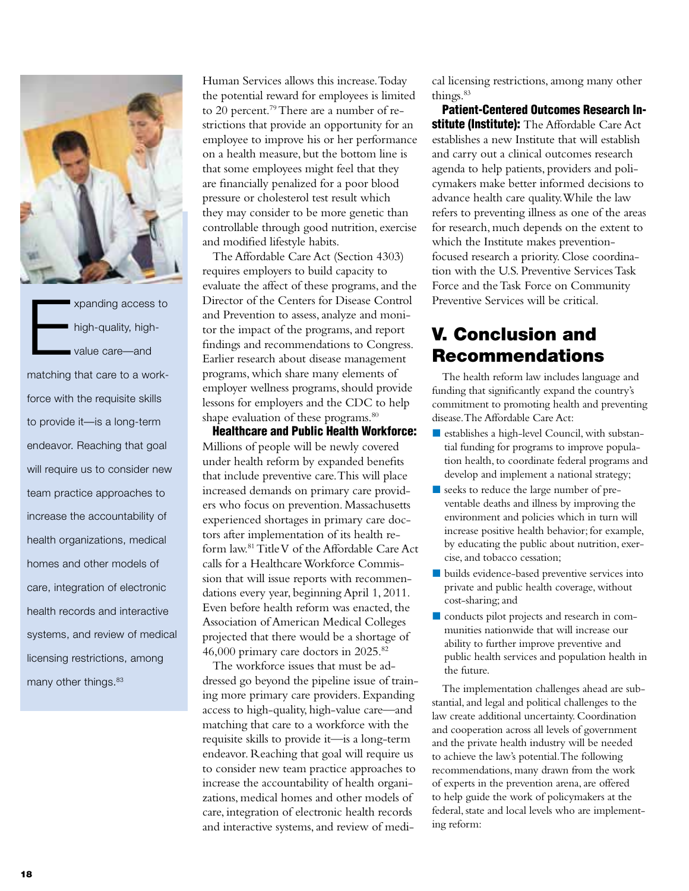> Expanding access to high-quality, high-value care—and matching that care to a workforce with the requisite skills to provide it—is a long-term endeavor. Reaching that goal will require us to consider new team practice approaches to increase the accountability of health organizations, medical homes and other models of care, integration of electronic health records and interactive systems, and review of medical licensing restrictions, among many other things.[83]

Human Services allows this increase. Today the potential reward for employees is limited to 20 percent.[79] There are a number of restrictions that provide an opportunity for an employee to improve his or her performance on a health measure, but the bottom line is that some employees might feel that they are financially penalized for a poor blood pressure or cholesterol test result which they may consider to be more genetic than controllable through good nutrition, exercise and modified lifestyle habits.

The Affordable Care Act (Section 4303) requires employers to build capacity to evaluate the affect of these programs, and the Director of the Centers for Disease Control and Prevention to assess, analyze and monitor the impact of the programs, and report findings and recommendations to Congress. Earlier research about disease management programs, which share many elements of employer wellness programs, should provide lessons for employers and the CDC to help shape evaluation of these programs.[80]

**Healthcare and Public Health Workforce:** Millions of people will be newly covered under health reform by expanded benefits that include preventive care. This will place increased demands on primary care providers who focus on prevention. Massachusetts experienced shortages in primary care doctors after implementation of its health reform law.[81] Title V of the Affordable Care Act calls for a Healthcare Workforce Commission that will issue reports with recommendations every year, beginning April 1, 2011. Even before health reform was enacted, the Association of American Medical Colleges projected that there would be a shortage of 46,000 primary care doctors in 2025.[82]

The workforce issues that must be addressed go beyond the pipeline issue of training more primary care providers. Expanding access to high-quality, high-value care—and matching that care to a workforce with the requisite skills to provide it—is a long-term endeavor. Reaching that goal will require us to consider new team practice approaches to increase the accountability of health organizations, medical homes and other models of care, integration of electronic health records and interactive systems, and review of medical licensing restrictions, among many other things.[83]

**Patient-Centered Outcomes Research Institute (Institute):** The Affordable Care Act establishes a new Institute that will establish and carry out a clinical outcomes research agenda to help patients, providers and policymakers make better informed decisions to advance health care quality. While the law refers to preventing illness as one of the areas for research, much depends on the extent to which the Institute makes prevention-focused research a priority. Close coordination with the U.S. Preventive Services Task Force and the Task Force on Community Preventive Services will be critical.

## V. Conclusion and Recommendations

The health reform law includes language and funding that significantly expand the country's commitment to promoting health and preventing disease. The Affordable Care Act:

- establishes a high-level Council, with substantial funding for programs to improve population health, to coordinate federal programs and develop and implement a national strategy;
- seeks to reduce the large number of preventable deaths and illness by improving the environment and policies which in turn will increase positive health behavior; for example, by educating the public about nutrition, exercise, and tobacco cessation;
- builds evidence-based preventive services into private and public health coverage, without cost-sharing; and
- conducts pilot projects and research in communities nationwide that will increase our ability to further improve preventive and public health services and population health in the future.

The implementation challenges ahead are substantial, and legal and political challenges to the law create additional uncertainty. Coordination and cooperation across all levels of government and the private health industry will be needed to achieve the law's potential. The following recommendations, many drawn from the work of experts in the prevention arena, are offered to help guide the work of policymakers at the federal, state and local levels who are implementing reform: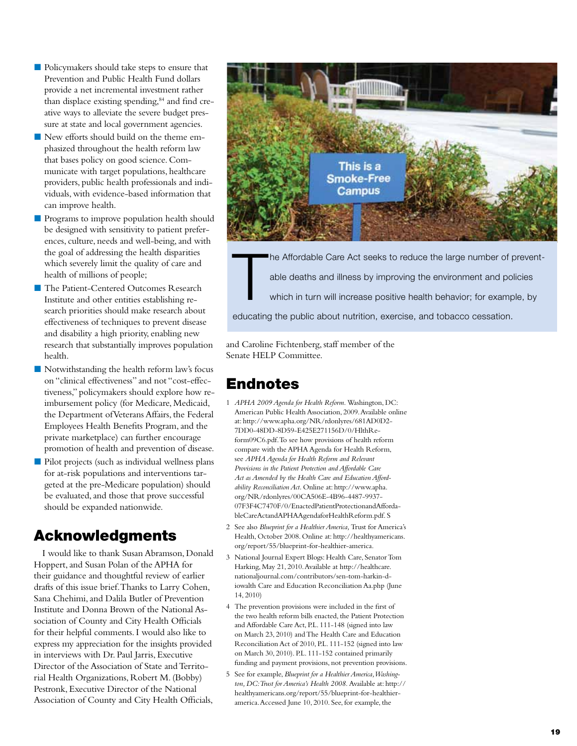- Policymakers should take steps to ensure that Prevention and Public Health Fund dollars provide a net incremental investment rather than displace existing spending,[84] and find creative ways to alleviate the severe budget pressure at state and local government agencies.
- New efforts should build on the theme emphasized throughout the health reform law that bases policy on good science. Communicate with target populations, healthcare providers, public health professionals and individuals, with evidence-based information that can improve health.
- Programs to improve population health should be designed with sensitivity to patient preferences, culture, needs and well-being, and with the goal of addressing the health disparities which severely limit the quality of care and health of millions of people;
- The Patient-Centered Outcomes Research Institute and other entities establishing research priorities should make research about effectiveness of techniques to prevent disease and disability a high priority, enabling new research that substantially improves population health.
- Notwithstanding the health reform law's focus on "clinical effectiveness" and not "cost-effectiveness," policymakers should explore how reimbursement policy (for Medicare, Medicaid, the Department of Veterans Affairs, the Federal Employees Health Benefits Program, and the private marketplace) can further encourage promotion of health and prevention of disease.
- Pilot projects (such as individual wellness plans for at-risk populations and interventions targeted at the pre-Medicare population) should be evaluated, and those that prove successful should be expanded nationwide.

## Acknowledgments

I would like to thank Susan Abramson, Donald Hoppert, and Susan Polan of the APHA for their guidance and thoughtful review of earlier drafts of this issue brief. Thanks to Larry Cohen, Sana Chehimi, and Dalila Butler of Prevention Institute and Donna Brown of the National Association of County and City Health Officials for their helpful comments. I would also like to express my appreciation for the insights provided in interviews with Dr. Paul Jarris, Executive Director of the Association of State and Territorial Health Organizations, Robert M. (Bobby) Pestronk, Executive Director of the National Association of County and City Health Officials, and Caroline Fichtenberg, staff member of the Senate HELP Committee.

The Affordable Care Act seeks to reduce the large number of preventable deaths and illness by improving the environment and policies which in turn will increase positive health behavior; for example, by educating the public about nutrition, exercise, and tobacco cessation.

## Endnotes

1. *APHA 2009 Agenda for Health Reform.* Washington, DC: American Public Health Association, 2009. Available online at: http://www.apha.org/NR/rdonlyres/681AD0D2-7DD0-48DD-8D59-E425E271156D/0/HlthReform09C6.pdf. To see how provisions of health reform compare with the APHA Agenda for Health Reform, see *APHA Agenda for Health Reform and Relevant Provisions in the Patient Protection and Affordable Care Act as Amended by the Health Care and Education Affordability Reconciliation Act.* Online at: http://www.apha.org/NR/rdonlyres/00CA506E-4B96-4487-9937-07F3F4C7470F/0/EnactedPatientProtectionandAffordableCareActandAPHAAgendaforHealthReform.pdf. S
2. See also *Blueprint for a Healthier America,* Trust for America's Health, October 2008. Online at: http://healthyamericans.org/report/55/blueprint-for-healthier-america.
3. National Journal Expert Blogs: Health Care, Senator Tom Harking, May 21, 2010. Available at http://healthcare.nationaljournal.com/contributors/sen-tom-harkin-d-iowalth Care and Education Reconciliation Aa.php (June 14, 2010)
4. The prevention provisions were included in the first of the two health reform bills enacted, the Patient Protection and Affordable Care Act, P.L. 111-148 (signed into law on March 23, 2010) and The Health Care and Education Reconciliation Act of 2010, P.L. 111-152 (signed into law on March 30, 2010). P.L. 111-152 contained primarily funding and payment provisions, not prevention provisions.
5. See for example, *Blueprint for a Healthier America, Washington, DC: Trust for America's Health 2008.* Available at: http://healthyamericans.org/report/55/blueprint-for-healthier-america. Accessed June 10, 2010. See, for example, the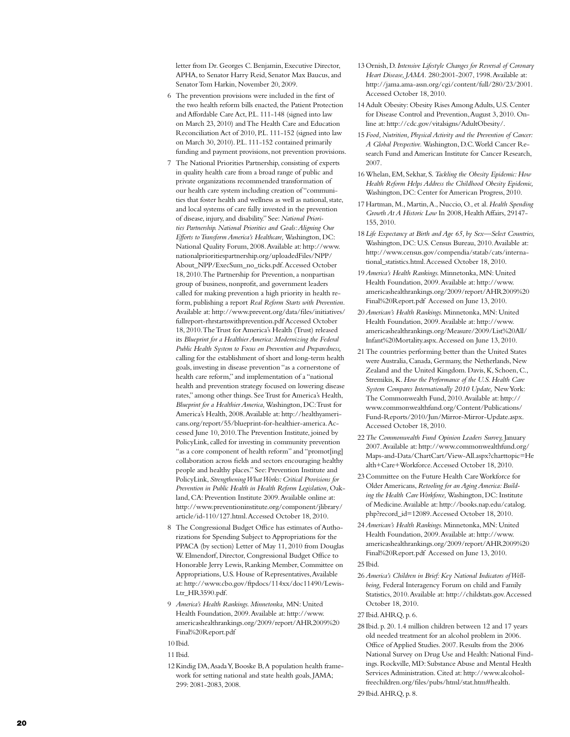letter from Dr. Georges C. Benjamin, Executive Director, APHA, to Senator Harry Reid, Senator Max Baucus, and Senator Tom Harkin, November 20, 2009.

6 The prevention provisions were included in the first of the two health reform bills enacted, the Patient Protection and Affordable Care Act, P.L. 111-148 (signed into law on March 23, 2010) and The Health Care and Education Reconciliation Act of 2010, P.L. 111-152 (signed into law on March 30, 2010). P.L. 111-152 contained primarily funding and payment provisions, not prevention provisions.

7 The National Priorities Partnership, consisting of experts in quality health care from a broad range of public and private organizations recommended transformation of our health care system including creation of "communities that foster health and wellness as well as national, state, and local systems of care fully invested in the prevention of disease, injury, and disability." See: *National Priorities Partnership. National Priorities and Goals: Aligning Our Efforts to Transform America's Healthcare,* Washington, DC: National Quality Forum, 2008. Available at: http://www.nationalprioritiespartnership.org/uploadedFiles/NPP/About_NPP/ExecSum_no_ticks.pdf. Accessed October 18, 2010. The Partnership for Prevention, a nonpartisan group of business, nonprofit, and government leaders called for making prevention a high priority in health reform, publishing a report *Real Reform Starts with Prevention.* Available at: http://www.prevent.org/data/files/initiatives/fullreport-rhrstartswithprevention.pdf Accessed October 18, 2010. The Trust for America's Health (Trust) released its *Blueprint for a Healthier America: Modernizing the Federal Public Health System to Focus on Prevention and Preparedness,* calling for the establishment of short and long-term health goals, investing in disease prevention "as a cornerstone of health care reform," and implementation of a "national health and prevention strategy focused on lowering disease rates," among other things. See Trust for America's Health, *Blueprint for a Healthier America,* Washington, DC: Trust for America's Health, 2008. Available at: http://healthyamericans.org/report/55/blueprint-for-healthier-america. Accessed June 10, 2010. The Prevention Institute, joined by PolicyLink, called for investing in community prevention "as a core component of health reform" and "promot[ing] collaboration across fields and sectors encouraging healthy people and healthy places." See: Prevention Institute and PolicyLink, *Strengthening What Works: Critical Provisions for Prevention in Public Health in Health Reform Legislation,* Oakland, CA: Prevention Institute 2009. Available online at: http://www.preventioninstitute.org/component/jlibrary/article/id-110/127.html. Accessed October 18, 2010.

8 The Congressional Budget Office has estimates of Authorizations for Spending Subject to Appropriations for the PPACA (by section) Letter of May 11, 2010 from Douglas W. Elmendorf, Director, Congressional Budget Office to Honorable Jerry Lewis, Ranking Member, Committee on Appropriations, U.S. House of Representatives, Available at: http://www.cbo.gov/ftpdocs/114xx/doc11490/Lewis-Ltr_HR3590.pdf.

9 *America's Health Rankings. Minnetonka,* MN: United Health Foundation, 2009. Available at: http://www.americashealthrankings.org/2009/report/AHR2009%20Final%20Report.pdf

10 Ibid.

11 Ibid.

12 Kindig DA, Asada Y, Booske B, A population health framework for setting national and state health goals, JAMA; 299: 2081-2083, 2008.

13 Ornish, D. *Intensive Lifestyle Changes for Reversal of Coronary Heart Disease, JAMA.* 280:2001-2007, 1998. Available at: http://jama.ama-assn.org/cgi/content/full/280/23/2001. Accessed October 18, 2010.

14 Adult Obesity: Obesity Rises Among Adults, U.S. Center for Disease Control and Prevention, August 3, 2010. Online at: http://cdc.gov/vitalsigns/AdultObesity/.

15 *Food, Nutrition, Physical Activity and the Prevention of Cancer: A Global Perspective.* Washington, D.C. World Cancer Research Fund and American Institute for Cancer Research, 2007.

16 Whelan, EM, Sekhar, S. *Tackling the Obesity Epidemic: How Health Reform Helps Address the Childhood Obesity Epidemic,* Washington, DC: Center for American Progress, 2010.

17 Hartman, M., Martin, A., Nuccio, O., et al. *Health Spending Growth At A Historic Low* In 2008, Health Affairs, 29147-155, 2010.

18 *Life Expectancy at Birth and Age 65, by Sex—Select Countries,* Washington, DC: U.S. Census Bureau, 2010. Available at: http://www.census.gov/compendia/statab/cats/international_statistics.html. Accessed October 18, 2010.

19 *America's Health Rankings.* Minnetonka, MN: United Health Foundation, 2009. Available at: http://www.americashealthrankings.org/2009/report/AHR2009%20Final%20Report.pdf Accessed on June 13, 2010.

20 *American's Health Rankings.* Minnetonka, MN: United Health Foundation, 2009. Available at: http://www.americashealthrankings.org/Measure/2009/List%20All/Infant%20Mortality.aspx. Accessed on June 13, 2010.

21 The countries performing better than the United States were Australia, Canada, Germany, the Netherlands, New Zealand and the United Kingdom. Davis, K, Schoen, C., Stremikis, K. *How the Performance of the U.S. Health Care System Compares Internationally 2010 Update,* New York: The Commonwealth Fund, 2010. Available at: http://www.commonwealthfund.org/Content/Publications/Fund-Reports/2010/Jun/Mirror-Mirror-Update.aspx. Accessed October 18, 2010.

22 *The Commonwealth Fund Opinion Leaders Survey,* January 2007. Available at: http://www.commonwealthfund.org/Maps-and-Data/ChartCart/View-All.aspx?charttopic=Health+Care+Workforce. Accessed October 18, 2010.

23 Committee on the Future Health Care Workforce for Older Americans, *Retooling for an Aging America: Building the Health Care Workforce,* Washington, DC: Institute of Medicine. Available at: http://books.nap.edu/catalog.php?record_id=12089. Accessed October 18, 2010.

24 *American's Health Rankings.* Minnetonka, MN: United Health Foundation, 2009. Available at: http://www.americashealthrankings.org/2009/report/AHR2009%20Final%20Report.pdf Accessed on June 13, 2010.

25 Ibid.

26 *America's Children in Brief: Key National Indicators of Well-being,* Federal Interagency Forum on child and Family Statistics, 2010. Available at: http://childstats.gov. Accessed October 18, 2010.

27 Ibid. AHRQ, p. 6.

28 Ibid. p. 20. 1.4 million children between 12 and 17 years old needed treatment for an alcohol problem in 2006. Office of Applied Studies. 2007. Results from the 2006 National Survey on Drug Use and Health: National Findings. Rockville, MD: Substance Abuse and Mental Health Services Administration. Cited at: http://www.alcohol-freechildren.org/files/pubs/html/stat.htm#health.

29 Ibid. AHRQ, p. 8.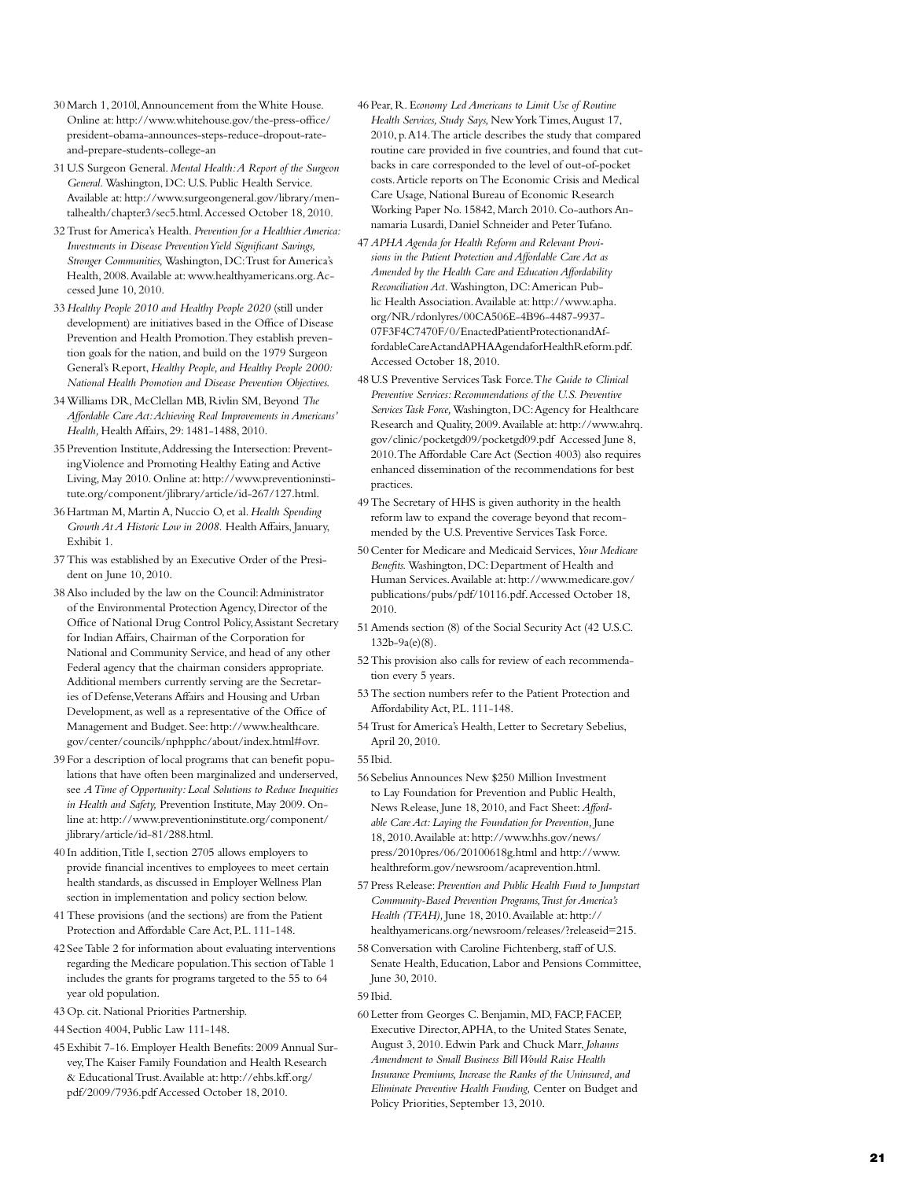30 March 1, 2010l, Announcement from the White House. Online at: http://www.whitehouse.gov/the-press-office/president-obama-announces-steps-reduce-dropout-rate-and-prepare-students-college-an

31 U.S Surgeon General. *Mental Health: A Report of the Surgeon General.* Washington, DC: U.S. Public Health Service. Available at: http://www.surgeongeneral.gov/library/mentalhealth/chapter3/sec5.html. Accessed October 18, 2010.

32 Trust for America's Health. *Prevention for a Healthier America: Investments in Disease Prevention Yield Significant Savings, Stronger Communities,* Washington, DC: Trust for America's Health, 2008. Available at: www.healthyamericans.org. Accessed June 10, 2010.

33 *Healthy People 2010 and Healthy People 2020* (still under development) are initiatives based in the Office of Disease Prevention and Health Promotion. They establish prevention goals for the nation, and build on the 1979 Surgeon General's Report, *Healthy People, and Healthy People 2000: National Health Promotion and Disease Prevention Objectives.*

34 Williams DR, McClellan MB, Rivlin SM, Beyond *The Affordable Care Act: Achieving Real Improvements in Americans' Health,* Health Affairs, 29: 1481-1488, 2010.

35 Prevention Institute, Addressing the Intersection: Preventing Violence and Promoting Healthy Eating and Active Living, May 2010. Online at: http://www.preventioninstitute.org/component/jlibrary/article/id-267/127.html.

36 Hartman M, Martin A, Nuccio O, et al. *Health Spending Growth At A Historic Low in 2008.* Health Affairs, January, Exhibit 1.

37 This was established by an Executive Order of the President on June 10, 2010.

38 Also included by the law on the Council: Administrator of the Environmental Protection Agency, Director of the Office of National Drug Control Policy, Assistant Secretary for Indian Affairs, Chairman of the Corporation for National and Community Service, and head of any other Federal agency that the chairman considers appropriate. Additional members currently serving are the Secretaries of Defense, Veterans Affairs and Housing and Urban Development, as well as a representative of the Office of Management and Budget. See: http://www.healthcare.gov/center/councils/nphpphc/about/index.html#ovr.

39 For a description of local programs that can benefit populations that have often been marginalized and underserved, see *A Time of Opportunity: Local Solutions to Reduce Inequities in Health and Safety,* Prevention Institute, May 2009. Online at: http://www.preventioninstitute.org/component/jlibrary/article/id-81/288.html.

40 In addition, Title I, section 2705 allows employers to provide financial incentives to employees to meet certain health standards, as discussed in Employer Wellness Plan section in implementation and policy section below.

41 These provisions (and the sections) are from the Patient Protection and Affordable Care Act, P.L. 111-148.

42 See Table 2 for information about evaluating interventions regarding the Medicare population. This section of Table 1 includes the grants for programs targeted to the 55 to 64 year old population.

43 Op. cit. National Priorities Partnership.

44 Section 4004, Public Law 111-148.

45 Exhibit 7-16. Employer Health Benefits: 2009 Annual Survey, The Kaiser Family Foundation and Health Research & Educational Trust. Available at: http://ehbs.kff.org/pdf/2009/7936.pdf Accessed October 18, 2010.

46 Pear, R. *Economy Led Americans to Limit Use of Routine Health Services, Study Says,* New York Times, August 17, 2010, p. A14. The article describes the study that compared routine care provided in five countries, and found that cutbacks in care corresponded to the level of out-of-pocket costs. Article reports on The Economic Crisis and Medical Care Usage, National Bureau of Economic Research Working Paper No. 15842, March 2010. Co-authors Annamaria Lusardi, Daniel Schneider and Peter Tufano.

47 *APHA Agenda for Health Reform and Relevant Provisions in the Patient Protection and Affordable Care Act as Amended by the Health Care and Education Affordability Reconciliation Act.* Washington, DC: American Public Health Association. Available at: http://www.apha.org/NR/rdonlyres/00CA506E-4B96-4487-9937-07F3F4C7470F/0/EnactedPatientProtectionandAffordableCareActandAPHAAgendaforHealthReform.pdf. Accessed October 18, 2010.

48 U.S Preventive Services Task Force. T*he Guide to Clinical Preventive Services: Recommendations of the U.S. Preventive Services Task Force,* Washington, DC: Agency for Healthcare Research and Quality, 2009. Available at: http://www.ahrq.gov/clinic/pocketgd09/pocketgd09.pdf Accessed June 8, 2010. The Affordable Care Act (Section 4003) also requires enhanced dissemination of the recommendations for best practices.

49 The Secretary of HHS is given authority in the health reform law to expand the coverage beyond that recommended by the U.S. Preventive Services Task Force.

50 Center for Medicare and Medicaid Services, *Your Medicare Benefits.* Washington, DC: Department of Health and Human Services. Available at: http://www.medicare.gov/publications/pubs/pdf/10116.pdf. Accessed October 18, 2010.

51 Amends section (8) of the Social Security Act (42 U.S.C. 132b-9a(e)(8).

52 This provision also calls for review of each recommendation every 5 years.

53 The section numbers refer to the Patient Protection and Affordability Act, P.L. 111-148.

54 Trust for America's Health, Letter to Secretary Sebelius, April 20, 2010.

55 Ibid.

56 Sebelius Announces New $250 Million Investment to Lay Foundation for Prevention and Public Health, News Release, June 18, 2010, and Fact Sheet: *Affordable Care Act: Laying the Foundation for Prevention,* June 18, 2010. Available at: http://www.hhs.gov/news/press/2010pres/06/20100618g.html and http://www.healthreform.gov/newsroom/acaprevention.html.

57 Press Release: *Prevention and Public Health Fund to Jumpstart Community-Based Prevention Programs, Trust for America's Health (TFAH),* June 18, 2010. Available at: http://healthyamericans.org/newsroom/releases/?releaseid=215.

58 Conversation with Caroline Fichtenberg, staff of U.S. Senate Health, Education, Labor and Pensions Committee, June 30, 2010.

59 Ibid.

60 Letter from Georges C. Benjamin, MD, FACP, FACEP, Executive Director, APHA, to the United States Senate, August 3, 2010. Edwin Park and Chuck Marr, *Johanns Amendment to Small Business Bill Would Raise Health Insurance Premiums, Increase the Ranks of the Uninsured, and Eliminate Preventive Health Funding,* Center on Budget and Policy Priorities, September 13, 2010.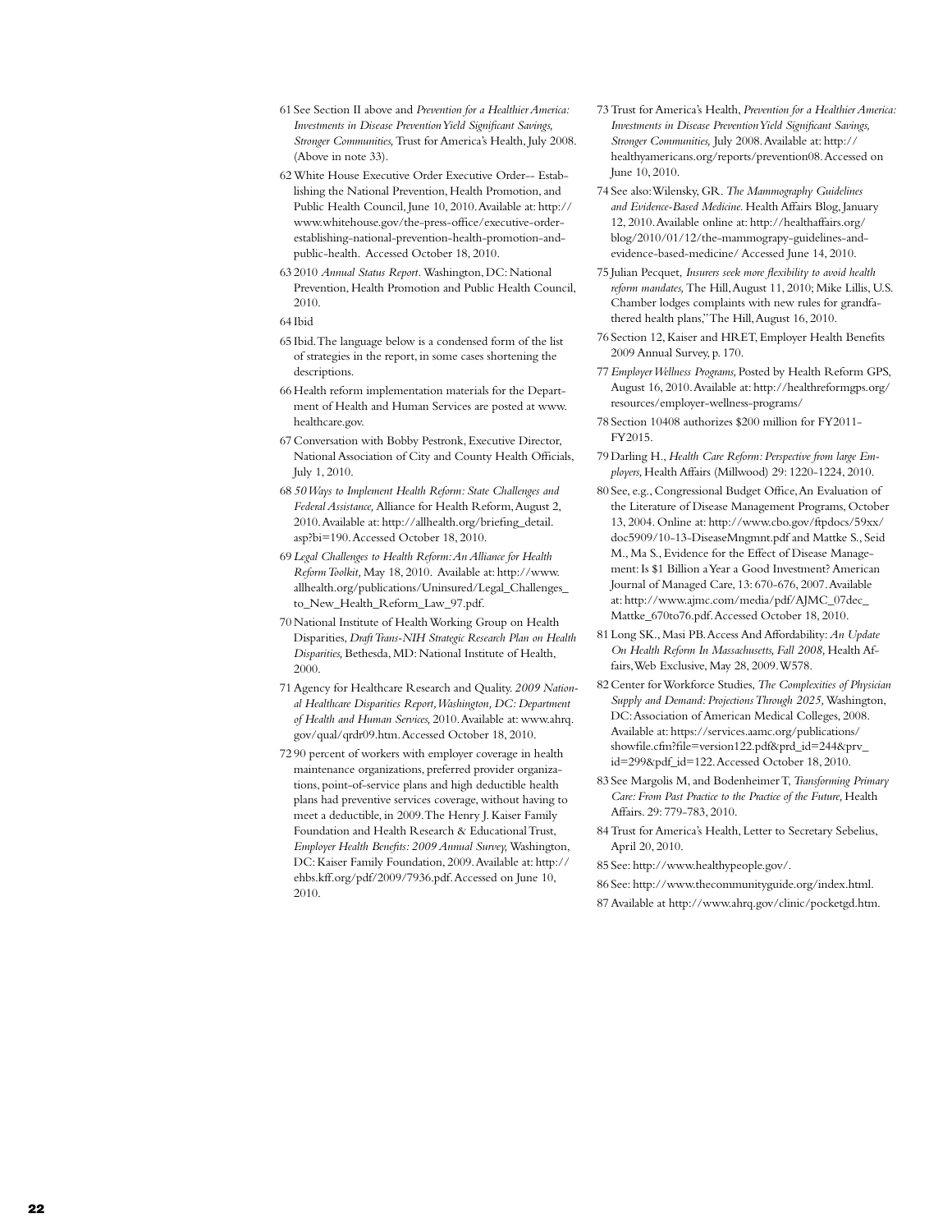61 See Section II above and *Prevention for a Healthier America: Investments in Disease Prevention Yield Significant Savings, Stronger Communities,* Trust for America's Health, July 2008. (Above in note 33).

62 White House Executive Order Executive Order-- Establishing the National Prevention, Health Promotion, and Public Health Council, June 10, 2010. Available at: http://www.whitehouse.gov/the-press-office/executive-order-establishing-national-prevention-health-promotion-and-public-health. Accessed October 18, 2010.

63 2010 *Annual Status Report*. Washington, DC: National Prevention, Health Promotion and Public Health Council, 2010.

64 Ibid

65 Ibid. The language below is a condensed form of the list of strategies in the report, in some cases shortening the descriptions.

66 Health reform implementation materials for the Department of Health and Human Services are posted at www.healthcare.gov.

67 Conversation with Bobby Pestronk, Executive Director, National Association of City and County Health Officials, July 1, 2010.

68 *50 Ways to Implement Health Reform: State Challenges and Federal Assistance,* Alliance for Health Reform, August 2, 2010. Available at: http://allhealth.org/briefing_detail.asp?bi=190. Accessed October 18, 2010.

69 *Legal Challenges to Health Reform: An Alliance for Health Reform Toolkit,* May 18, 2010. Available at: http://www.allhealth.org/publications/Uninsured/Legal_Challenges_to_New_Health_Reform_Law_97.pdf.

70 National Institute of Health Working Group on Health Disparities, *Draft Trans-NIH Strategic Research Plan on Health Disparities,* Bethesda, MD: National Institute of Health, 2000.

71 Agency for Healthcare Research and Quality. *2009 National Healthcare Disparities Report, Washington, DC: Department of Health and Human Services,* 2010. Available at: www.ahrq.gov/qual/qrdr09.htm. Accessed October 18, 2010.

72 90 percent of workers with employer coverage in health maintenance organizations, preferred provider organizations, point-of-service plans and high deductible health plans had preventive services coverage, without having to meet a deductible, in 2009. The Henry J. Kaiser Family Foundation and Health Research & Educational Trust, *Employer Health Benefits: 2009 Annual Survey,* Washington, DC: Kaiser Family Foundation, 2009. Available at: http://ehbs.kff.org/pdf/2009/7936.pdf. Accessed on June 10, 2010.

73 Trust for America's Health, *Prevention for a Healthier America: Investments in Disease Prevention Yield Significant Savings, Stronger Communities,* July 2008. Available at: http://healthyamericans.org/reports/prevention08. Accessed on June 10, 2010.

74 See also: Wilensky, GR. *The Mammography Guidelines and Evidence-Based Medicine.* Health Affairs Blog, January 12, 2010. Available online at: http://healthaffairs.org/blog/2010/01/12/the-mammograpy-guidelines-and-evidence-based-medicine/ Accessed June 14, 2010.

75 Julian Pecquet, *Insurers seek more flexibility to avoid health reform mandates,* The Hill, August 11, 2010; Mike Lillis, U.S. Chamber lodges complaints with new rules for grandfathered health plans," The Hill, August 16, 2010.

76 Section 12, Kaiser and HRET, Employer Health Benefits 2009 Annual Survey, p. 170.

77 *Employer Wellness Programs,* Posted by Health Reform GPS, August 16, 2010. Available at: http://healthreformgps.org/resources/employer-wellness-programs/

78 Section 10408 authorizes $200 million for FY2011-FY2015.

79 Darling H., *Health Care Reform: Perspective from large Employers,* Health Affairs (Millwood) 29: 1220-1224, 2010.

80 See, e.g., Congressional Budget Office, An Evaluation of the Literature of Disease Management Programs, October 13, 2004. Online at: http://www.cbo.gov/ftpdocs/59xx/doc5909/10-13-DiseaseMngmnt.pdf and Mattke S., Seid M., Ma S., Evidence for the Effect of Disease Management: Is $1 Billion a Year a Good Investment? American Journal of Managed Care, 13: 670-676, 2007. Available at: http://www.ajmc.com/media/pdf/AJMC_07dec_Mattke_670to76.pdf. Accessed October 18, 2010.

81 Long SK., Masi PB. Access And Affordability: *An Update On Health Reform In Massachusetts, Fall 2008,* Health Affairs, Web Exclusive, May 28, 2009. W578.

82 Center for Workforce Studies, *The Complexities of Physician Supply and Demand: Projections Through 2025,* Washington, DC: Association of American Medical Colleges, 2008. Available at: https://services.aamc.org/publications/showfile.cfm?file=version122.pdf&prd_id=244&prv_id=299&pdf_id=122. Accessed October 18, 2010.

83 See Margolis M, and Bodenheimer T, *Transforming Primary Care: From Past Practice to the Practice of the Future,* Health Affairs. 29: 779-783, 2010.

84 Trust for America's Health, Letter to Secretary Sebelius, April 20, 2010.

85 See: http://www.healthypeople.gov/.

86 See: http://www.thecommunityguide.org/index.html.

87 Available at http://www.ahrq.gov/clinic/pocketgd.htm.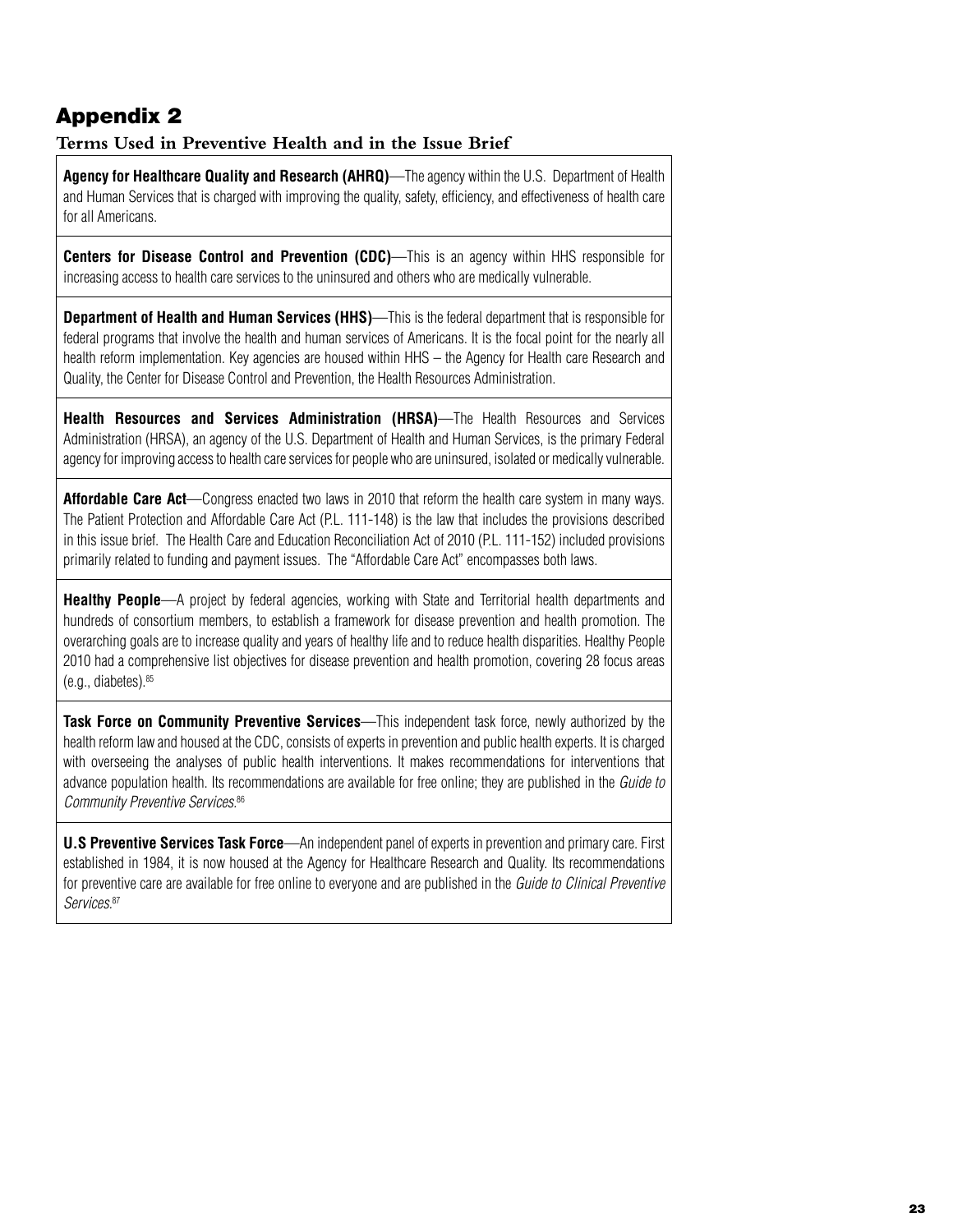## Appendix 2

### Terms Used in Preventive Health and in the Issue Brief

**Agency for Healthcare Quality and Research (AHRQ)**—The agency within the U.S. Department of Health and Human Services that is charged with improving the quality, safety, efficiency, and effectiveness of health care for all Americans.

**Centers for Disease Control and Prevention (CDC)**—This is an agency within HHS responsible for increasing access to health care services to the uninsured and others who are medically vulnerable.

**Department of Health and Human Services (HHS)**—This is the federal department that is responsible for federal programs that involve the health and human services of Americans. It is the focal point for the nearly all health reform implementation. Key agencies are housed within HHS – the Agency for Health care Research and Quality, the Center for Disease Control and Prevention, the Health Resources Administration.

**Health Resources and Services Administration (HRSA)**—The Health Resources and Services Administration (HRSA), an agency of the U.S. Department of Health and Human Services, is the primary Federal agency for improving access to health care services for people who are uninsured, isolated or medically vulnerable.

**Affordable Care Act**—Congress enacted two laws in 2010 that reform the health care system in many ways. The Patient Protection and Affordable Care Act (P.L. 111-148) is the law that includes the provisions described in this issue brief. The Health Care and Education Reconciliation Act of 2010 (P.L. 111-152) included provisions primarily related to funding and payment issues. The "Affordable Care Act" encompasses both laws.

**Healthy People**—A project by federal agencies, working with State and Territorial health departments and hundreds of consortium members, to establish a framework for disease prevention and health promotion. The overarching goals are to increase quality and years of healthy life and to reduce health disparities. Healthy People 2010 had a comprehensive list objectives for disease prevention and health promotion, covering 28 focus areas (e.g., diabetes).[85]

**Task Force on Community Preventive Services**—This independent task force, newly authorized by the health reform law and housed at the CDC, consists of experts in prevention and public health experts. It is charged with overseeing the analyses of public health interventions. It makes recommendations for interventions that advance population health. Its recommendations are available for free online; they are published in the *Guide to Community Preventive Services*.[86]

**U.S Preventive Services Task Force**—An independent panel of experts in prevention and primary care. First established in 1984, it is now housed at the Agency for Healthcare Research and Quality. Its recommendations for preventive care are available for free online to everyone and are published in the *Guide to Clinical Preventive Services*.[87]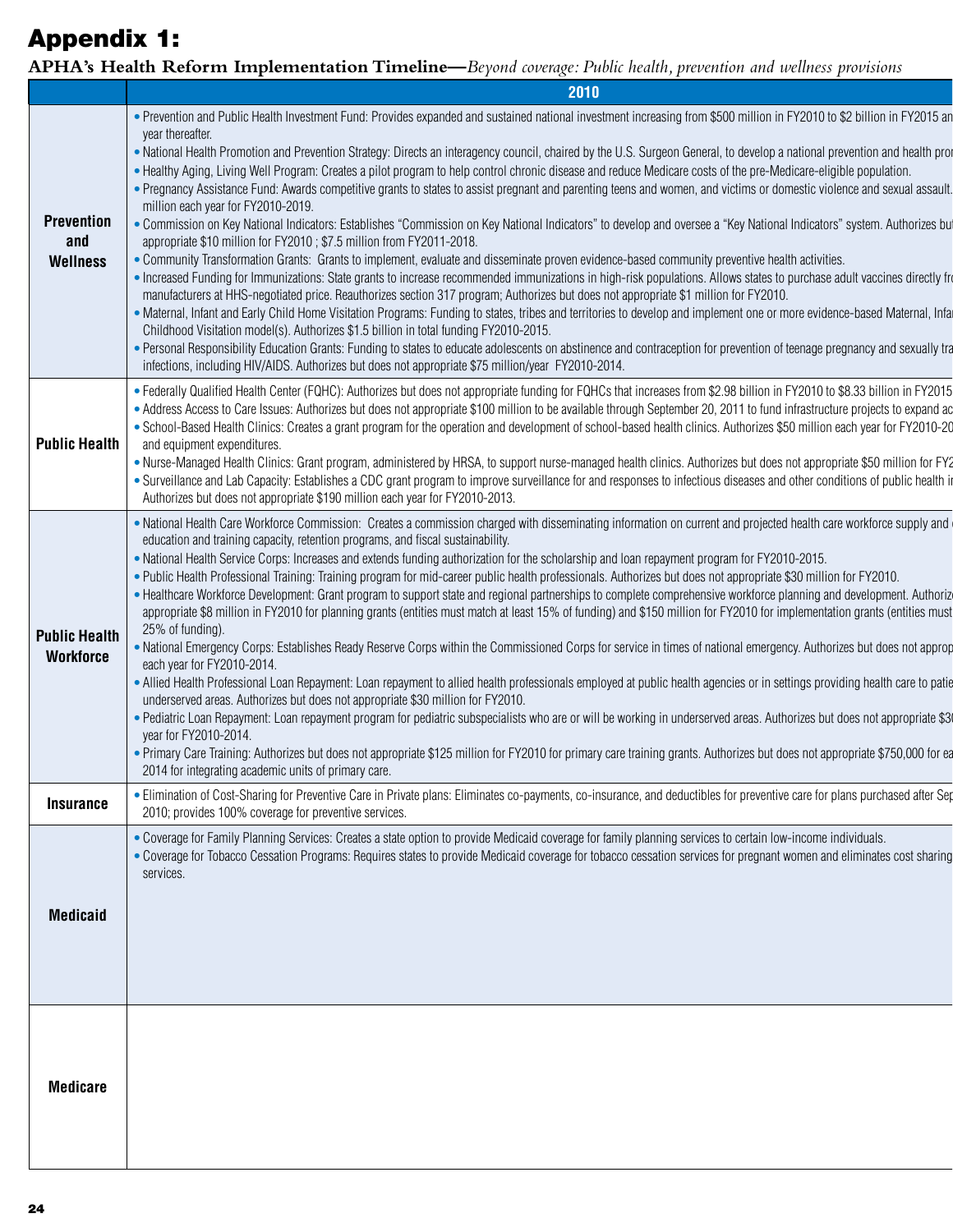# Appendix 1:

**APHA's Health Reform Implementation Timeline—***Beyond coverage: Public health, prevention and wellness provisions*

| | 2010 |
|---|---|
| **Prevention and Wellness** | • Prevention and Public Health Investment Fund: Provides expanded and sustained national investment increasing from $500 million in FY2010 to $2 billion in FY2015 an year thereafter.<br>• National Health Promotion and Prevention Strategy: Directs an interagency council, chaired by the U.S. Surgeon General, to develop a national prevention and health pro<br>• Healthy Aging, Living Well Program: Creates a pilot program to help control chronic disease and reduce Medicare costs of the pre-Medicare-eligible population.<br>• Pregnancy Assistance Fund: Awards competitive grants to states to assist pregnant and parenting teens and women, and victims or domestic violence and sexual assault. million each year for FY2010-2019.<br>• Commission on Key National Indicators: Establishes "Commission on Key National Indicators" to develop and oversee a "Key National Indicators" system. Authorizes bu appropriate $10 million for FY2010 ; $7.5 million from FY2011-2018.<br>• Community Transformation Grants: Grants to implement, evaluate and disseminate proven evidence-based community preventive health activities.<br>• Increased Funding for Immunizations: State grants to increase recommended immunizations in high-risk populations. Allows states to purchase adult vaccines directly fr manufacturers at HHS-negotiated price. Reauthorizes section 317 program; Authorizes but does not appropriate $1 million for FY2010.<br>• Maternal, Infant and Early Child Home Visitation Programs: Funding to states, tribes and territories to develop and implement one or more evidence-based Maternal, Infa Childhood Visitation model(s). Authorizes $1.5 billion in total funding FY2010-2015.<br>• Personal Responsibility Education Grants: Funding to states to educate adolescents on abstinence and contraception for prevention of teenage pregnancy and sexually tra infections, including HIV/AIDS. Authorizes but does not appropriate $75 million/year FY2010-2014. |
| **Public Health** | • Federally Qualified Health Center (FQHC): Authorizes but does not appropriate funding for FQHCs that increases from $2.98 billion in FY2010 to $8.33 billion in FY2015<br>• Address Access to Care Issues: Authorizes but does not appropriate $100 million to be available through September 20, 2011 to fund infrastructure projects to expand ac<br>• School-Based Health Clinics: Creates a grant program for the operation and development of school-based health clinics. Authorizes $50 million each year for FY2010-20 and equipment expenditures.<br>• Nurse-Managed Health Clinics: Grant program, administered by HRSA, to support nurse-managed health clinics. Authorizes but does not appropriate $50 million for FY2<br>• Surveillance and Lab Capacity: Establishes a CDC grant program to improve surveillance for and responses to infectious diseases and other conditions of public health i Authorizes but does not appropriate $190 million each year for FY2010-2013. |
| **Public Health Workforce** | • National Health Care Workforce Commission: Creates a commission charged with disseminating information on current and projected health care workforce supply and education and training capacity, retention programs, and fiscal sustainability.<br>• National Health Service Corps: Increases and extends funding authorization for the scholarship and loan repayment program for FY2010-2015.<br>• Public Health Professional Training: Training program for mid-career public health professionals. Authorizes but does not appropriate $30 million for FY2010.<br>• Healthcare Workforce Development: Grant program to support state and regional partnerships to complete comprehensive workforce planning and development. Authoriz appropriate $8 million in FY2010 for planning grants (entities must match at least 15% of funding) and $150 million for FY2010 for implementation grants (entities must 25% of funding).<br>• National Emergency Corps: Establishes Ready Reserve Corps within the Commissioned Corps for service in times of national emergency. Authorizes but does not approp each year for FY2010-2014.<br>• Allied Health Professional Loan Repayment: Loan repayment to allied health professionals employed at public health agencies or in settings providing health care to patie underserved areas. Authorizes but does not appropriate $30 million for FY2010.<br>• Pediatric Loan Repayment: Loan repayment program for pediatric subspecialists who are or will be working in underserved areas. Authorizes but does not appropriate $3 year for FY2010-2014.<br>• Primary Care Training: Authorizes but does not appropriate $125 million for FY2010 for primary care training grants. Authorizes but does not appropriate $750,000 for ea 2014 for integrating academic units of primary care. |
| **Insurance** | • Elimination of Cost-Sharing for Preventive Care in Private plans: Eliminates co-payments, co-insurance, and deductibles for preventive care for plans purchased after Sep 2010; provides 100% coverage for preventive services. |
| **Medicaid** | • Coverage for Family Planning Services: Creates a state option to provide Medicaid coverage for family planning services to certain low-income individuals.<br>• Coverage for Tobacco Cessation Programs: Requires states to provide Medicaid coverage for tobacco cessation services for pregnant women and eliminates cost sharing services. |
| **Medicare** | |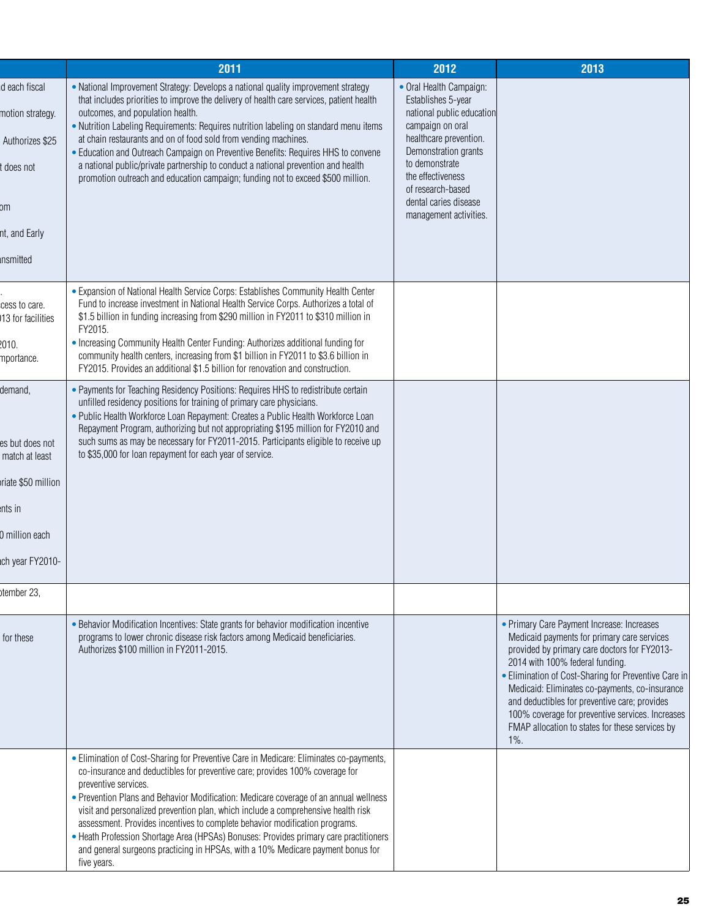| | 2011 | 2012 | 2013 |
|---|---|---|---|
| d each fiscal motion strategy. Authorizes $25 t does not om nt, and Early nsmitted | • National Improvement Strategy: Develops a national quality improvement strategy that includes priorities to improve the delivery of health care services, patient health outcomes, and population health. • Nutrition Labeling Requirements: Requires nutrition labeling on standard menu items at chain restaurants and on of food sold from vending machines. • Education and Outreach Campaign on Preventive Benefits: Requires HHS to convene a national public/private partnership to conduct a national prevention and health promotion outreach and education campaign; funding not to exceed $500 million. | • Oral Health Campaign: Establishes 5-year national public education campaign on oral healthcare prevention. Demonstration grants to demonstrate the effectiveness of research-based dental caries disease management activities. | |
| . cess to care. 013 for facilities 2010. mportance. | • Expansion of National Health Service Corps: Establishes Community Health Center Fund to increase investment in National Health Service Corps. Authorizes a total of $1.5 billion in funding increasing from $290 million in FY2011 to $310 million in FY2015. • Increasing Community Health Center Funding: Authorizes additional funding for community health centers, increasing from $1 billion in FY2011 to $3.6 billion in FY2015. Provides an additional $1.5 billion for renovation and construction. | | |
| demand, es but does not match at least riate $50 million nts in 0 million each ach year FY2010- | • Payments for Teaching Residency Positions: Requires HHS to redistribute certain unfilled residency positions for training of primary care physicians. • Public Health Workforce Loan Repayment: Creates a Public Health Workforce Loan Repayment Program, authorizing but not appropriating $195 million for FY2010 and such sums as may be necessary for FY2011-2015. Participants eligible to receive up to $35,000 for loan repayment for each year of service. | | |
| ptember 23, | | | |
| for these | • Behavior Modification Incentives: State grants for behavior modification incentive programs to lower chronic disease risk factors among Medicaid beneficiaries. Authorizes $100 million in FY2011-2015. | | • Primary Care Payment Increase: Increases Medicaid payments for primary care services provided by primary care doctors for FY2013-2014 with 100% federal funding. • Elimination of Cost-Sharing for Preventive Care in Medicaid: Eliminates co-payments, co-insurance and deductibles for preventive care; provides 100% coverage for preventive services. Increases FMAP allocation to states for these services by 1%. |
| | • Elimination of Cost-Sharing for Preventive Care in Medicare: Eliminates co-payments, co-insurance and deductibles for preventive care; provides 100% coverage for preventive services. • Prevention Plans and Behavior Modification: Medicare coverage of an annual wellness visit and personalized prevention plan, which include a comprehensive health risk assessment. Provides incentives to complete behavior modification programs. • Heath Profession Shortage Area (HPSAs) Bonuses: Provides primary care practitioners and general surgeons practicing in HPSAs, with a 10% Medicare payment bonus for five years. | | |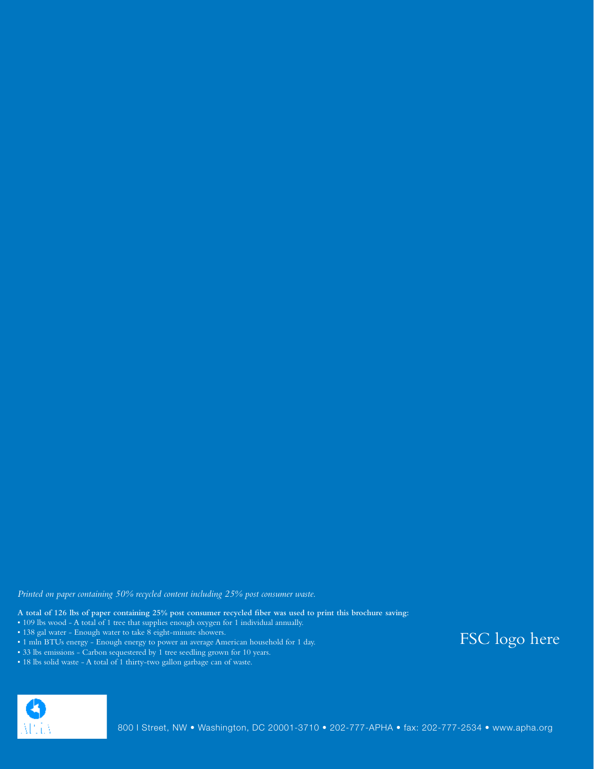*Printed on paper containing 50% recycled content including 25% post consumer waste.*

**A total of 126 lbs of paper containing 25% post consumer recycled fiber was used to print this brochure saving:**

- 109 lbs wood - A total of 1 tree that supplies enough oxygen for 1 individual annually.
- 138 gal water - Enough water to take 8 eight-minute showers.
- 1 mln BTUs energy - Enough energy to power an average American household for 1 day.
- 33 lbs emissions - Carbon sequestered by 1 tree seedling grown for 10 years.
- 18 lbs solid waste - A total of 1 thirty-two gallon garbage can of waste.

FSC logo here

800 I Street, NW • Washington, DC 20001-3710 • 202-777-APHA • fax: 202-777-2534 • www.apha.org